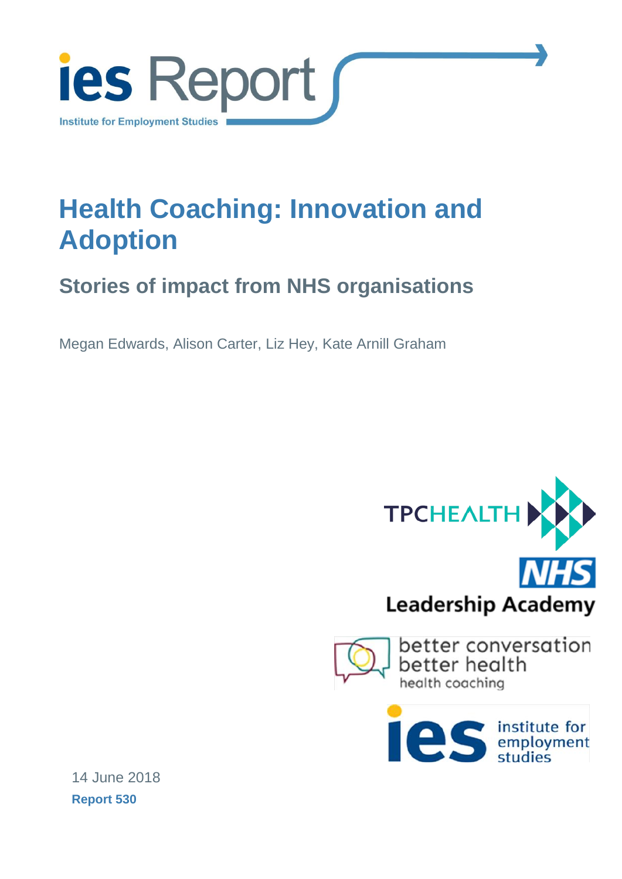ies Report

Institute for Employment Studies

# Health Coaching: Innovation and Adoption

## Stories of impact from NHS organisations

Megan Edwards, Alison Carter, Liz Hey, Kate Arnill Graham

TPCHEALTH

NHS Leadership Academy

better conversation better health health coaching

ies institute for employment studies

14 June 2018

**Report 530**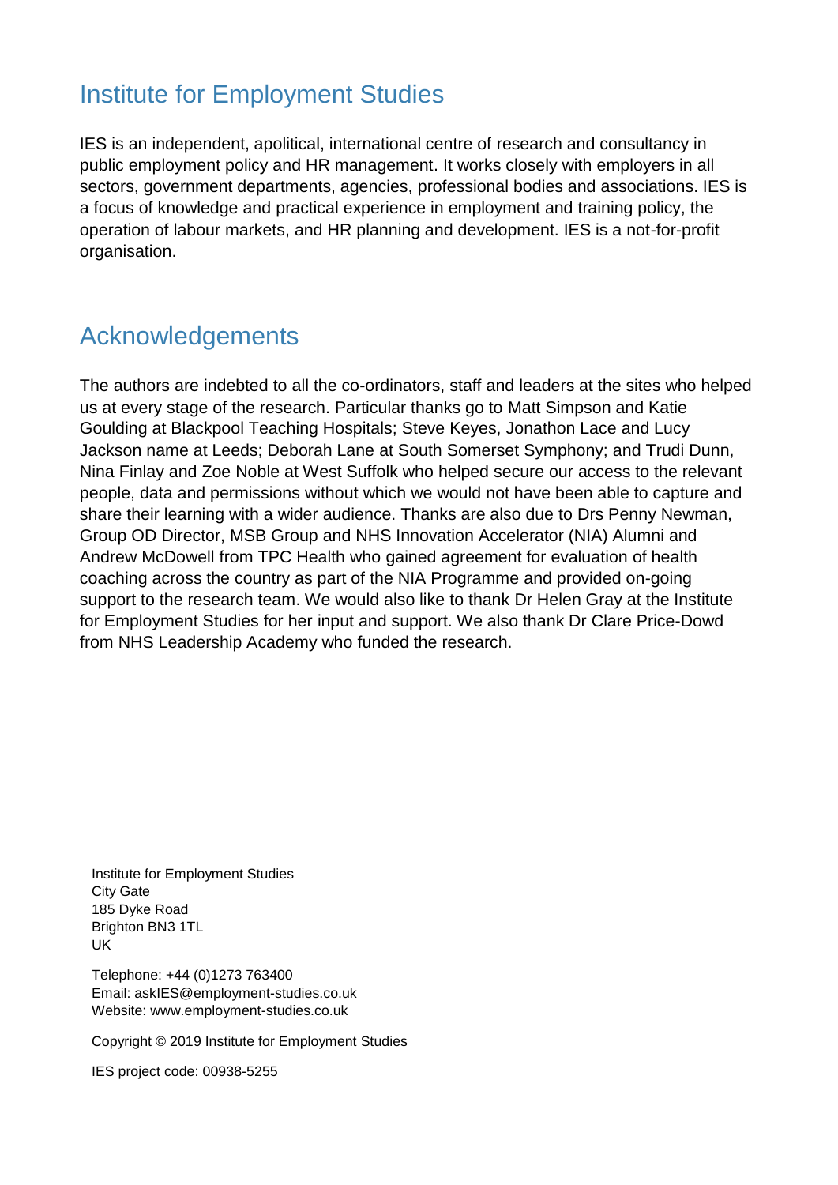## Institute for Employment Studies

IES is an independent, apolitical, international centre of research and consultancy in public employment policy and HR management. It works closely with employers in all sectors, government departments, agencies, professional bodies and associations. IES is a focus of knowledge and practical experience in employment and training policy, the operation of labour markets, and HR planning and development. IES is a not-for-profit organisation.

## Acknowledgements

The authors are indebted to all the co-ordinators, staff and leaders at the sites who helped us at every stage of the research. Particular thanks go to Matt Simpson and Katie Goulding at Blackpool Teaching Hospitals; Steve Keyes, Jonathon Lace and Lucy Jackson name at Leeds; Deborah Lane at South Somerset Symphony; and Trudi Dunn, Nina Finlay and Zoe Noble at West Suffolk who helped secure our access to the relevant people, data and permissions without which we would not have been able to capture and share their learning with a wider audience. Thanks are also due to Drs Penny Newman, Group OD Director, MSB Group and NHS Innovation Accelerator (NIA) Alumni and Andrew McDowell from TPC Health who gained agreement for evaluation of health coaching across the country as part of the NIA Programme and provided on-going support to the research team. We would also like to thank Dr Helen Gray at the Institute for Employment Studies for her input and support. We also thank Dr Clare Price-Dowd from NHS Leadership Academy who funded the research.

Institute for Employment Studies
City Gate
185 Dyke Road
Brighton BN3 1TL
UK

Telephone: +44 (0)1273 763400
Email: askIES@employment-studies.co.uk
Website: www.employment-studies.co.uk

Copyright © 2019 Institute for Employment Studies

IES project code: 00938-5255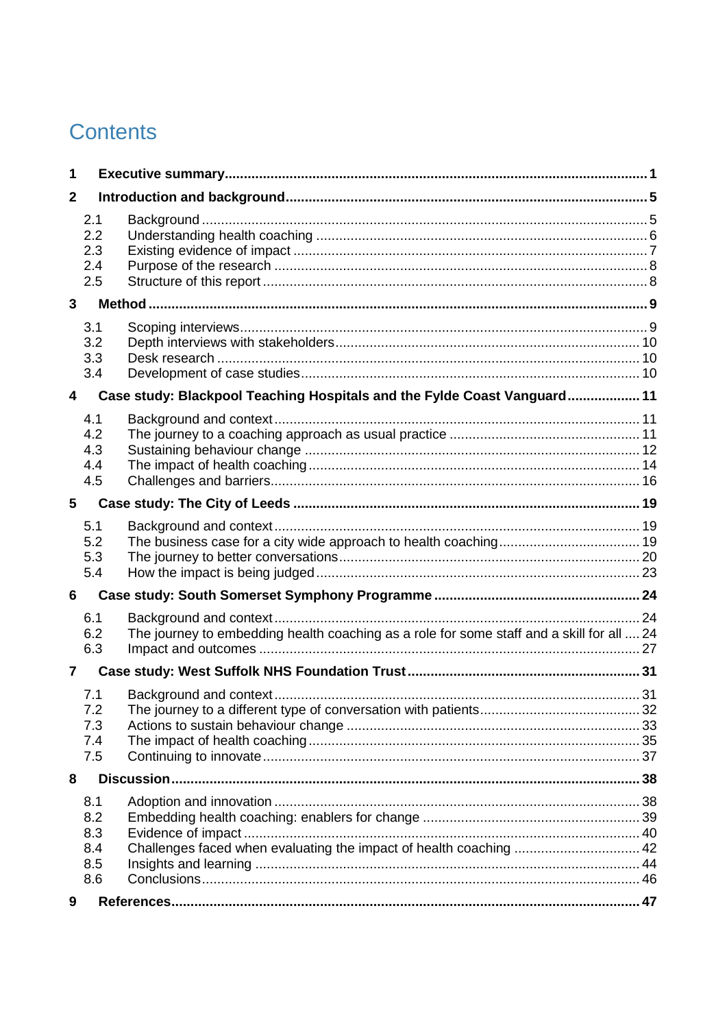# Contents

**1 Executive summary ........ 1**

**2 Introduction and background ........ 5**

- 2.1 Background ........ 5
- 2.2 Understanding health coaching ........ 6
- 2.3 Existing evidence of impact ........ 7
- 2.4 Purpose of the research ........ 8
- 2.5 Structure of this report ........ 8

**3 Method ........ 9**

- 3.1 Scoping interviews ........ 9
- 3.2 Depth interviews with stakeholders ........ 10
- 3.3 Desk research ........ 10
- 3.4 Development of case studies ........ 10

**4 Case study: Blackpool Teaching Hospitals and the Fylde Coast Vanguard ........ 11**

- 4.1 Background and context ........ 11
- 4.2 The journey to a coaching approach as usual practice ........ 11
- 4.3 Sustaining behaviour change ........ 12
- 4.4 The impact of health coaching ........ 14
- 4.5 Challenges and barriers ........ 16

**5 Case study: The City of Leeds ........ 19**

- 5.1 Background and context ........ 19
- 5.2 The business case for a city wide approach to health coaching ........ 19
- 5.3 The journey to better conversations ........ 20
- 5.4 How the impact is being judged ........ 23

**6 Case study: South Somerset Symphony Programme ........ 24**

- 6.1 Background and context ........ 24
- 6.2 The journey to embedding health coaching as a role for some staff and a skill for all ........ 24
- 6.3 Impact and outcomes ........ 27

**7 Case study: West Suffolk NHS Foundation Trust ........ 31**

- 7.1 Background and context ........ 31
- 7.2 The journey to a different type of conversation with patients ........ 32
- 7.3 Actions to sustain behaviour change ........ 33
- 7.4 The impact of health coaching ........ 35
- 7.5 Continuing to innovate ........ 37

**8 Discussion ........ 38**

- 8.1 Adoption and innovation ........ 38
- 8.2 Embedding health coaching: enablers for change ........ 39
- 8.3 Evidence of impact ........ 40
- 8.4 Challenges faced when evaluating the impact of health coaching ........ 42
- 8.5 Insights and learning ........ 44
- 8.6 Conclusions ........ 46

**9 References ........ 47**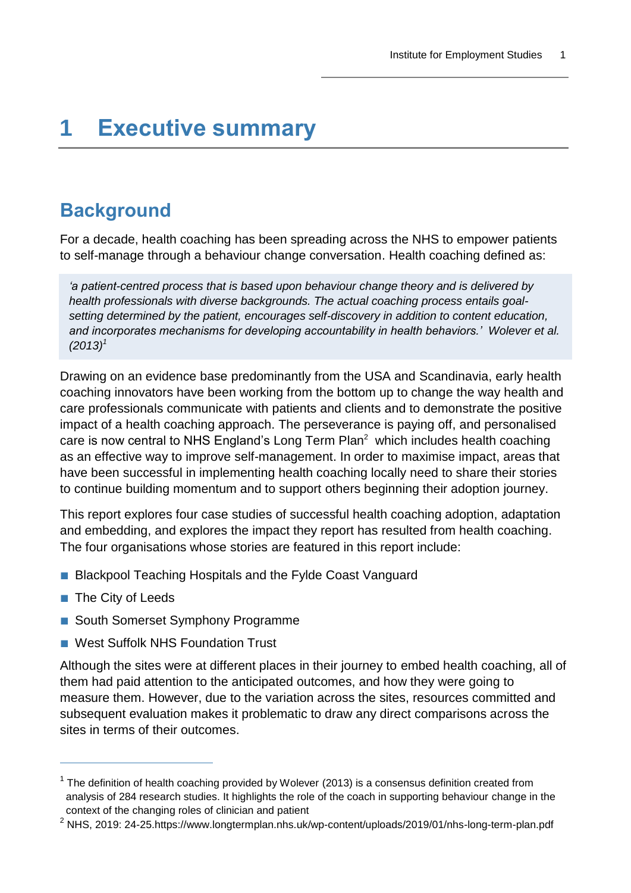# 1 Executive summary

## Background

For a decade, health coaching has been spreading across the NHS to empower patients to self-manage through a behaviour change conversation. Health coaching defined as:

> *'a patient-centred process that is based upon behaviour change theory and is delivered by health professionals with diverse backgrounds. The actual coaching process entails goal-setting determined by the patient, encourages self-discovery in addition to content education, and incorporates mechanisms for developing accountability in health behaviors.' Wolever et al. (2013)*[1]

Drawing on an evidence base predominantly from the USA and Scandinavia, early health coaching innovators have been working from the bottom up to change the way health and care professionals communicate with patients and clients and to demonstrate the positive impact of a health coaching approach. The perseverance is paying off, and personalised care is now central to NHS England's Long Term Plan[2] which includes health coaching as an effective way to improve self-management. In order to maximise impact, areas that have been successful in implementing health coaching locally need to share their stories to continue building momentum and to support others beginning their adoption journey.

This report explores four case studies of successful health coaching adoption, adaptation and embedding, and explores the impact they report has resulted from health coaching. The four organisations whose stories are featured in this report include:

- Blackpool Teaching Hospitals and the Fylde Coast Vanguard
- The City of Leeds
- South Somerset Symphony Programme
- West Suffolk NHS Foundation Trust

Although the sites were at different places in their journey to embed health coaching, all of them had paid attention to the anticipated outcomes, and how they were going to measure them. However, due to the variation across the sites, resources committed and subsequent evaluation makes it problematic to draw any direct comparisons across the sites in terms of their outcomes.

---

[1] The definition of health coaching provided by Wolever (2013) is a consensus definition created from analysis of 284 research studies. It highlights the role of the coach in supporting behaviour change in the context of the changing roles of clinician and patient

[2] NHS, 2019: 24-25.https://www.longtermplan.nhs.uk/wp-content/uploads/2019/01/nhs-long-term-plan.pdf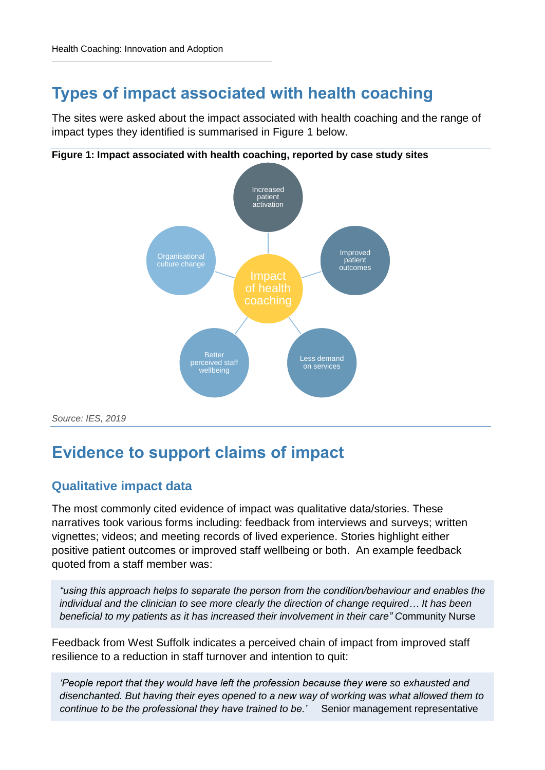## Types of impact associated with health coaching

The sites were asked about the impact associated with health coaching and the range of impact types they identified is summarised in Figure 1 below.

**Figure 1: Impact associated with health coaching, reported by case study sites**

Impact of health coaching

- Increased patient activation
- Improved patient outcomes
- Less demand on services
- Better perceived staff wellbeing
- Organisational culture change

*Source: IES, 2019*

## Evidence to support claims of impact

### Qualitative impact data

The most commonly cited evidence of impact was qualitative data/stories. These narratives took various forms including: feedback from interviews and surveys; written vignettes; videos; and meeting records of lived experience. Stories highlight either positive patient outcomes or improved staff wellbeing or both. An example feedback quoted from a staff member was:

> *"using this approach helps to separate the person from the condition/behaviour and enables the individual and the clinician to see more clearly the direction of change required… It has been beneficial to my patients as it has increased their involvement in their care"* Community Nurse

Feedback from West Suffolk indicates a perceived chain of impact from improved staff resilience to a reduction in staff turnover and intention to quit:

> *'People report that they would have left the profession because they were so exhausted and disenchanted. But having their eyes opened to a new way of working was what allowed them to continue to be the professional they have trained to be.'* Senior management representative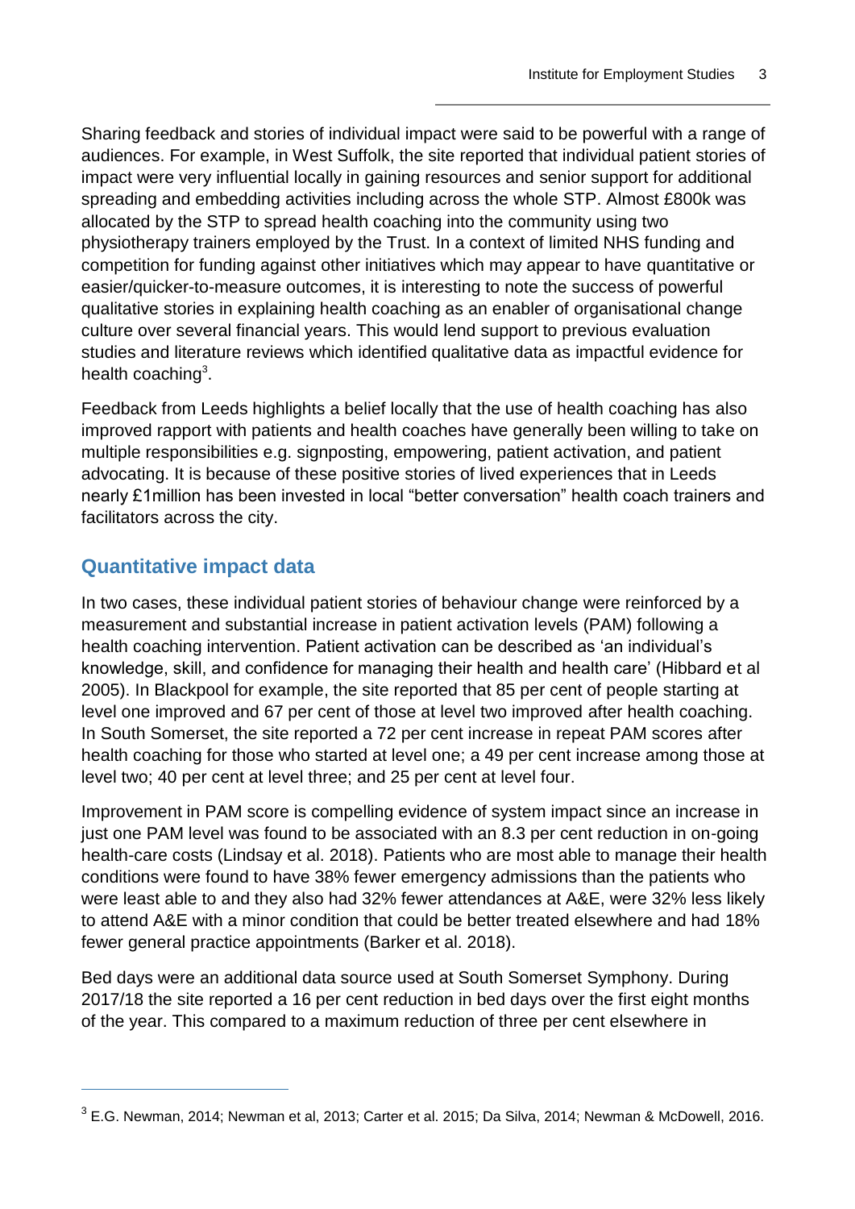Sharing feedback and stories of individual impact were said to be powerful with a range of audiences. For example, in West Suffolk, the site reported that individual patient stories of impact were very influential locally in gaining resources and senior support for additional spreading and embedding activities including across the whole STP. Almost £800k was allocated by the STP to spread health coaching into the community using two physiotherapy trainers employed by the Trust. In a context of limited NHS funding and competition for funding against other initiatives which may appear to have quantitative or easier/quicker-to-measure outcomes, it is interesting to note the success of powerful qualitative stories in explaining health coaching as an enabler of organisational change culture over several financial years. This would lend support to previous evaluation studies and literature reviews which identified qualitative data as impactful evidence for health coaching[3].

Feedback from Leeds highlights a belief locally that the use of health coaching has also improved rapport with patients and health coaches have generally been willing to take on multiple responsibilities e.g. signposting, empowering, patient activation, and patient advocating. It is because of these positive stories of lived experiences that in Leeds nearly £1million has been invested in local "better conversation" health coach trainers and facilitators across the city.

## Quantitative impact data

In two cases, these individual patient stories of behaviour change were reinforced by a measurement and substantial increase in patient activation levels (PAM) following a health coaching intervention. Patient activation can be described as 'an individual's knowledge, skill, and confidence for managing their health and health care' (Hibbard et al 2005). In Blackpool for example, the site reported that 85 per cent of people starting at level one improved and 67 per cent of those at level two improved after health coaching. In South Somerset, the site reported a 72 per cent increase in repeat PAM scores after health coaching for those who started at level one; a 49 per cent increase among those at level two; 40 per cent at level three; and 25 per cent at level four.

Improvement in PAM score is compelling evidence of system impact since an increase in just one PAM level was found to be associated with an 8.3 per cent reduction in on-going health-care costs (Lindsay et al. 2018). Patients who are most able to manage their health conditions were found to have 38% fewer emergency admissions than the patients who were least able to and they also had 32% fewer attendances at A&E, were 32% less likely to attend A&E with a minor condition that could be better treated elsewhere and had 18% fewer general practice appointments (Barker et al. 2018).

Bed days were an additional data source used at South Somerset Symphony. During 2017/18 the site reported a 16 per cent reduction in bed days over the first eight months of the year. This compared to a maximum reduction of three per cent elsewhere in

---

[3] E.G. Newman, 2014; Newman et al, 2013; Carter et al. 2015; Da Silva, 2014; Newman & McDowell, 2016.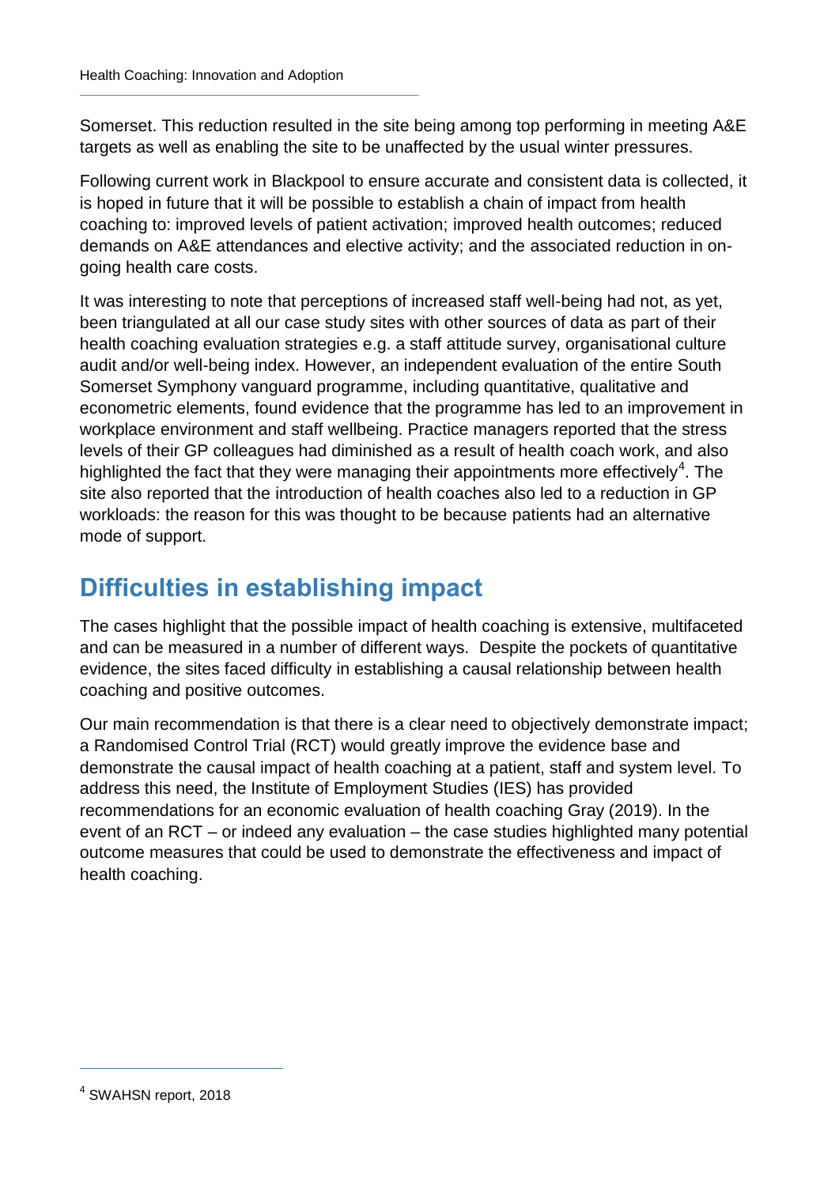Somerset. This reduction resulted in the site being among top performing in meeting A&E targets as well as enabling the site to be unaffected by the usual winter pressures.

Following current work in Blackpool to ensure accurate and consistent data is collected, it is hoped in future that it will be possible to establish a chain of impact from health coaching to: improved levels of patient activation; improved health outcomes; reduced demands on A&E attendances and elective activity; and the associated reduction in on-going health care costs.

It was interesting to note that perceptions of increased staff well-being had not, as yet, been triangulated at all our case study sites with other sources of data as part of their health coaching evaluation strategies e.g. a staff attitude survey, organisational culture audit and/or well-being index. However, an independent evaluation of the entire South Somerset Symphony vanguard programme, including quantitative, qualitative and econometric elements, found evidence that the programme has led to an improvement in workplace environment and staff wellbeing. Practice managers reported that the stress levels of their GP colleagues had diminished as a result of health coach work, and also highlighted the fact that they were managing their appointments more effectively[4]. The site also reported that the introduction of health coaches also led to a reduction in GP workloads: the reason for this was thought to be because patients had an alternative mode of support.

## Difficulties in establishing impact

The cases highlight that the possible impact of health coaching is extensive, multifaceted and can be measured in a number of different ways. Despite the pockets of quantitative evidence, the sites faced difficulty in establishing a causal relationship between health coaching and positive outcomes.

Our main recommendation is that there is a clear need to objectively demonstrate impact; a Randomised Control Trial (RCT) would greatly improve the evidence base and demonstrate the causal impact of health coaching at a patient, staff and system level. To address this need, the Institute of Employment Studies (IES) has provided recommendations for an economic evaluation of health coaching Gray (2019). In the event of an RCT – or indeed any evaluation – the case studies highlighted many potential outcome measures that could be used to demonstrate the effectiveness and impact of health coaching.

[4] SWAHSN report, 2018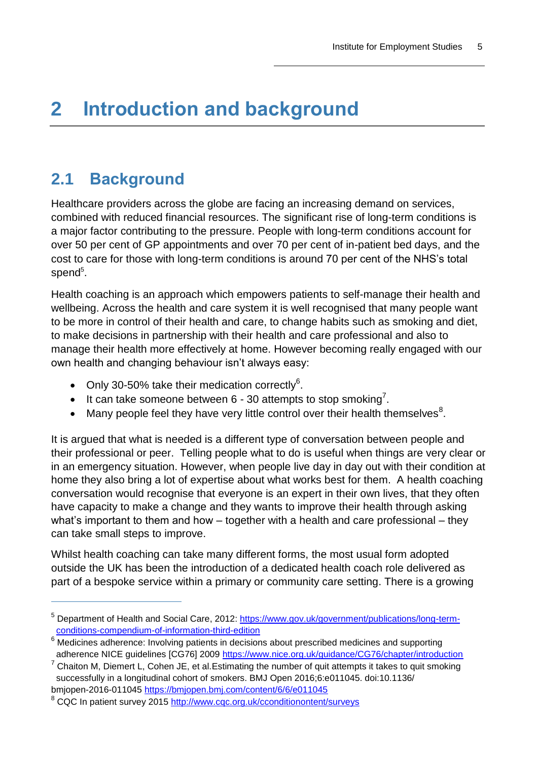# 2 Introduction and background

## 2.1 Background

Healthcare providers across the globe are facing an increasing demand on services, combined with reduced financial resources. The significant rise of long-term conditions is a major factor contributing to the pressure. People with long-term conditions account for over 50 per cent of GP appointments and over 70 per cent of in-patient bed days, and the cost to care for those with long-term conditions is around 70 per cent of the NHS's total spend[5].

Health coaching is an approach which empowers patients to self-manage their health and wellbeing. Across the health and care system it is well recognised that many people want to be more in control of their health and care, to change habits such as smoking and diet, to make decisions in partnership with their health and care professional and also to manage their health more effectively at home. However becoming really engaged with our own health and changing behaviour isn't always easy:

- Only 30-50% take their medication correctly[6].
- It can take someone between 6 - 30 attempts to stop smoking[7].
- Many people feel they have very little control over their health themselves[8].

It is argued that what is needed is a different type of conversation between people and their professional or peer. Telling people what to do is useful when things are very clear or in an emergency situation. However, when people live day in day out with their condition at home they also bring a lot of expertise about what works best for them. A health coaching conversation would recognise that everyone is an expert in their own lives, that they often have capacity to make a change and they wants to improve their health through asking what's important to them and how – together with a health and care professional – they can take small steps to improve.

Whilst health coaching can take many different forms, the most usual form adopted outside the UK has been the introduction of a dedicated health coach role delivered as part of a bespoke service within a primary or community care setting. There is a growing

---

[5] Department of Health and Social Care, 2012: https://www.gov.uk/government/publications/long-term-conditions-compendium-of-information-third-edition

[6] Medicines adherence: Involving patients in decisions about prescribed medicines and supporting adherence NICE guidelines [CG76] 2009 https://www.nice.org.uk/guidance/CG76/chapter/introduction

[7] Chaiton M, Diemert L, Cohen JE, et al.Estimating the number of quit attempts it takes to quit smoking successfully in a longitudinal cohort of smokers. BMJ Open 2016;6:e011045. doi:10.1136/bmjopen-2016-011045 https://bmjopen.bmj.com/content/6/6/e011045

[8] CQC In patient survey 2015 http://www.cqc.org.uk/cconditionontent/surveys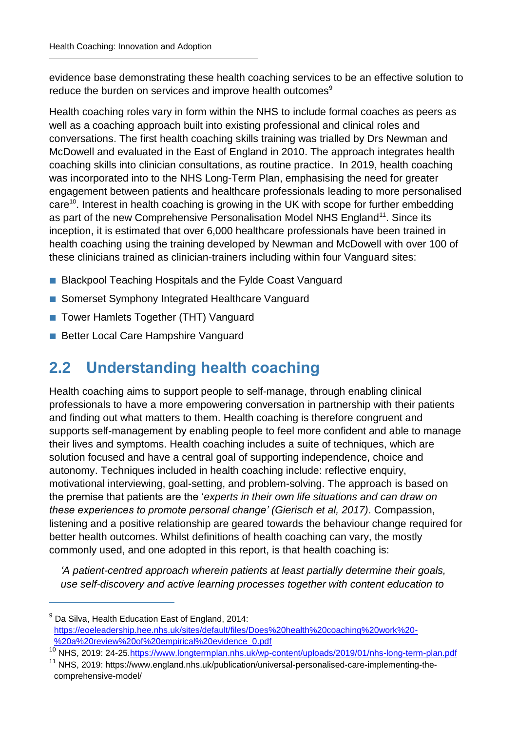evidence base demonstrating these health coaching services to be an effective solution to reduce the burden on services and improve health outcomes[9]

Health coaching roles vary in form within the NHS to include formal coaches as peers as well as a coaching approach built into existing professional and clinical roles and conversations. The first health coaching skills training was trialled by Drs Newman and McDowell and evaluated in the East of England in 2010. The approach integrates health coaching skills into clinician consultations, as routine practice. In 2019, health coaching was incorporated into to the NHS Long-Term Plan, emphasising the need for greater engagement between patients and healthcare professionals leading to more personalised care[10]. Interest in health coaching is growing in the UK with scope for further embedding as part of the new Comprehensive Personalisation Model NHS England[11]. Since its inception, it is estimated that over 6,000 healthcare professionals have been trained in health coaching using the training developed by Newman and McDowell with over 100 of these clinicians trained as clinician-trainers including within four Vanguard sites:

- Blackpool Teaching Hospitals and the Fylde Coast Vanguard
- Somerset Symphony Integrated Healthcare Vanguard
- Tower Hamlets Together (THT) Vanguard
- Better Local Care Hampshire Vanguard

## 2.2 Understanding health coaching

Health coaching aims to support people to self-manage, through enabling clinical professionals to have a more empowering conversation in partnership with their patients and finding out what matters to them. Health coaching is therefore congruent and supports self-management by enabling people to feel more confident and able to manage their lives and symptoms. Health coaching includes a suite of techniques, which are solution focused and have a central goal of supporting independence, choice and autonomy. Techniques included in health coaching include: reflective enquiry, motivational interviewing, goal-setting, and problem-solving. The approach is based on the premise that patients are the '*experts in their own life situations and can draw on these experiences to promote personal change' (Gierisch et al, 2017)*. Compassion, listening and a positive relationship are geared towards the behaviour change required for better health outcomes. Whilst definitions of health coaching can vary, the mostly commonly used, and one adopted in this report, is that health coaching is:

*'A patient-centred approach wherein patients at least partially determine their goals, use self-discovery and active learning processes together with content education to*

---

[9] Da Silva, Health Education East of England, 2014: https://eoeleadership.hee.nhs.uk/sites/default/files/Does%20health%20coaching%20work%20-%20a%20review%20of%20empirical%20evidence_0.pdf

[10] NHS, 2019: 24-25.https://www.longtermplan.nhs.uk/wp-content/uploads/2019/01/nhs-long-term-plan.pdf

[11] NHS, 2019: https://www.england.nhs.uk/publication/universal-personalised-care-implementing-the-comprehensive-model/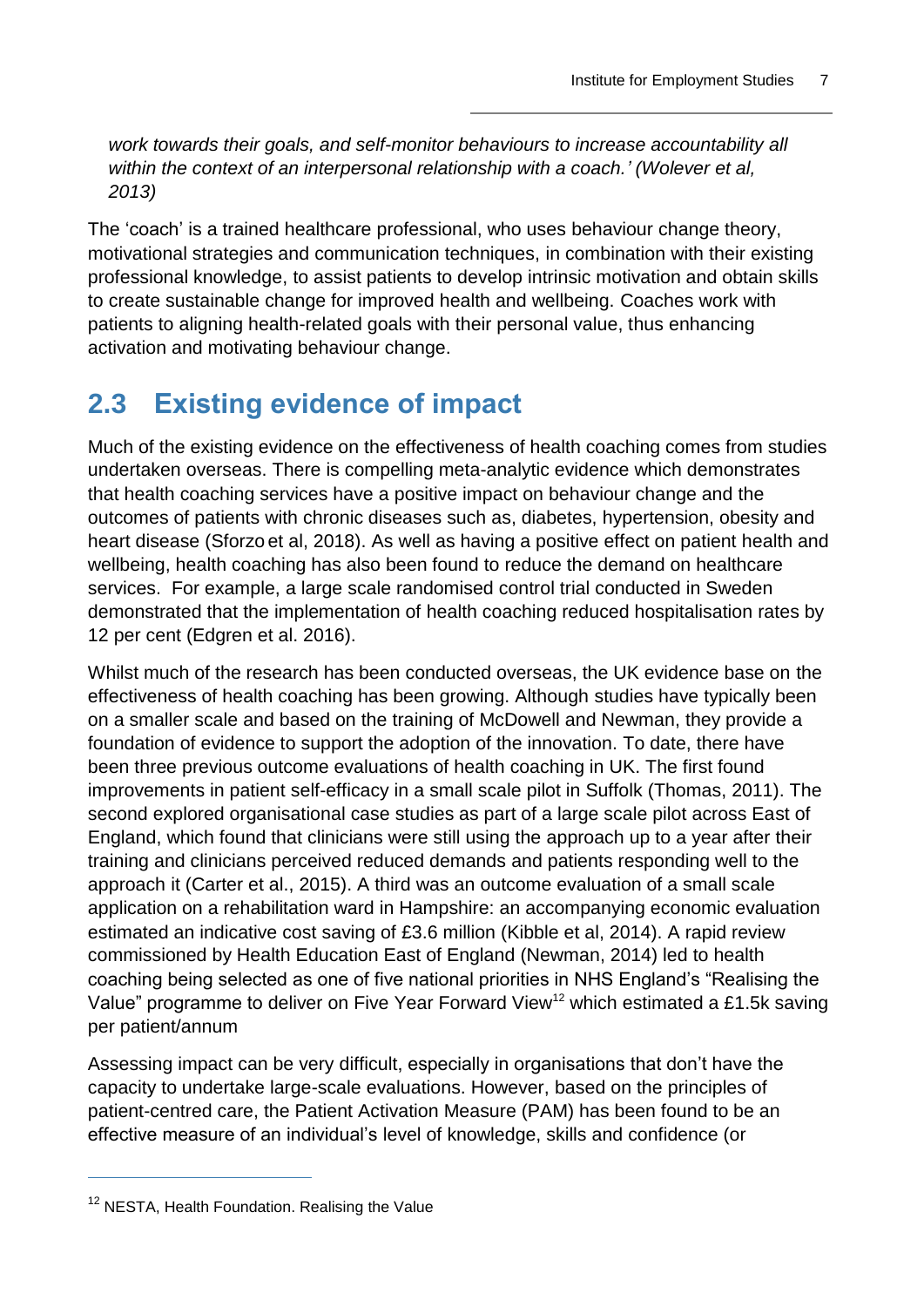*work towards their goals, and self-monitor behaviours to increase accountability all within the context of an interpersonal relationship with a coach.' (Wolever et al, 2013)*

The 'coach' is a trained healthcare professional, who uses behaviour change theory, motivational strategies and communication techniques, in combination with their existing professional knowledge, to assist patients to develop intrinsic motivation and obtain skills to create sustainable change for improved health and wellbeing. Coaches work with patients to aligning health-related goals with their personal value, thus enhancing activation and motivating behaviour change.

## 2.3 Existing evidence of impact

Much of the existing evidence on the effectiveness of health coaching comes from studies undertaken overseas. There is compelling meta-analytic evidence which demonstrates that health coaching services have a positive impact on behaviour change and the outcomes of patients with chronic diseases such as, diabetes, hypertension, obesity and heart disease (Sforzo et al, 2018). As well as having a positive effect on patient health and wellbeing, health coaching has also been found to reduce the demand on healthcare services. For example, a large scale randomised control trial conducted in Sweden demonstrated that the implementation of health coaching reduced hospitalisation rates by 12 per cent (Edgren et al. 2016).

Whilst much of the research has been conducted overseas, the UK evidence base on the effectiveness of health coaching has been growing. Although studies have typically been on a smaller scale and based on the training of McDowell and Newman, they provide a foundation of evidence to support the adoption of the innovation. To date, there have been three previous outcome evaluations of health coaching in UK. The first found improvements in patient self-efficacy in a small scale pilot in Suffolk (Thomas, 2011). The second explored organisational case studies as part of a large scale pilot across East of England, which found that clinicians were still using the approach up to a year after their training and clinicians perceived reduced demands and patients responding well to the approach it (Carter et al., 2015). A third was an outcome evaluation of a small scale application on a rehabilitation ward in Hampshire: an accompanying economic evaluation estimated an indicative cost saving of £3.6 million (Kibble et al, 2014). A rapid review commissioned by Health Education East of England (Newman, 2014) led to health coaching being selected as one of five national priorities in NHS England's "Realising the Value" programme to deliver on Five Year Forward View[12] which estimated a £1.5k saving per patient/annum

Assessing impact can be very difficult, especially in organisations that don't have the capacity to undertake large-scale evaluations. However, based on the principles of patient-centred care, the Patient Activation Measure (PAM) has been found to be an effective measure of an individual's level of knowledge, skills and confidence (or

---

[12] NESTA, Health Foundation. Realising the Value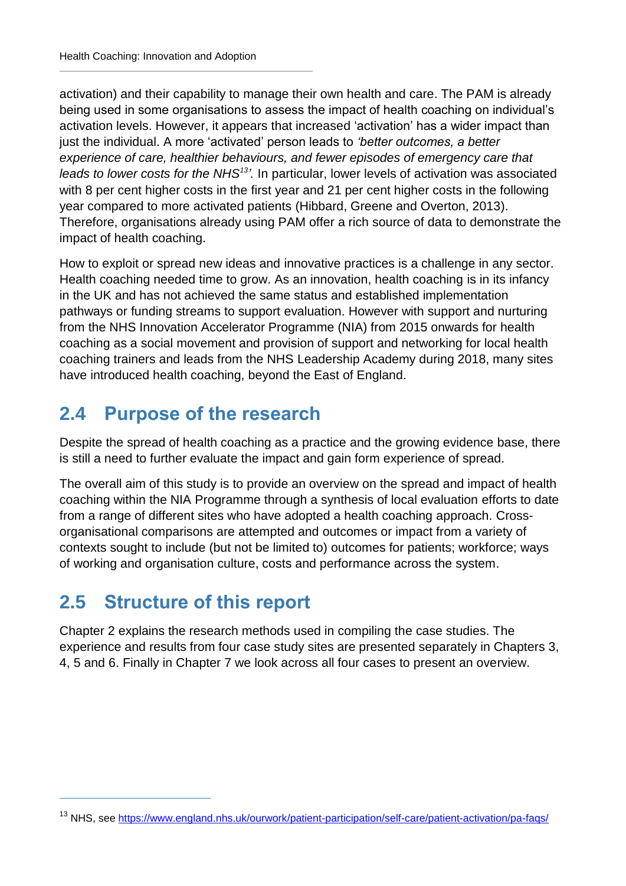activation) and their capability to manage their own health and care. The PAM is already being used in some organisations to assess the impact of health coaching on individual's activation levels. However, it appears that increased 'activation' has a wider impact than just the individual. A more 'activated' person leads to *'better outcomes, a better experience of care, healthier behaviours, and fewer episodes of emergency care that leads to lower costs for the NHS[13]'.* In particular, lower levels of activation was associated with 8 per cent higher costs in the first year and 21 per cent higher costs in the following year compared to more activated patients (Hibbard, Greene and Overton, 2013). Therefore, organisations already using PAM offer a rich source of data to demonstrate the impact of health coaching.

How to exploit or spread new ideas and innovative practices is a challenge in any sector. Health coaching needed time to grow. As an innovation, health coaching is in its infancy in the UK and has not achieved the same status and established implementation pathways or funding streams to support evaluation. However with support and nurturing from the NHS Innovation Accelerator Programme (NIA) from 2015 onwards for health coaching as a social movement and provision of support and networking for local health coaching trainers and leads from the NHS Leadership Academy during 2018, many sites have introduced health coaching, beyond the East of England.

## 2.4 Purpose of the research

Despite the spread of health coaching as a practice and the growing evidence base, there is still a need to further evaluate the impact and gain form experience of spread.

The overall aim of this study is to provide an overview on the spread and impact of health coaching within the NIA Programme through a synthesis of local evaluation efforts to date from a range of different sites who have adopted a health coaching approach. Cross-organisational comparisons are attempted and outcomes or impact from a variety of contexts sought to include (but not be limited to) outcomes for patients; workforce; ways of working and organisation culture, costs and performance across the system.

## 2.5 Structure of this report

Chapter 2 explains the research methods used in compiling the case studies. The experience and results from four case study sites are presented separately in Chapters 3, 4, 5 and 6. Finally in Chapter 7 we look across all four cases to present an overview.

---

[13] NHS, see https://www.england.nhs.uk/ourwork/patient-participation/self-care/patient-activation/pa-faqs/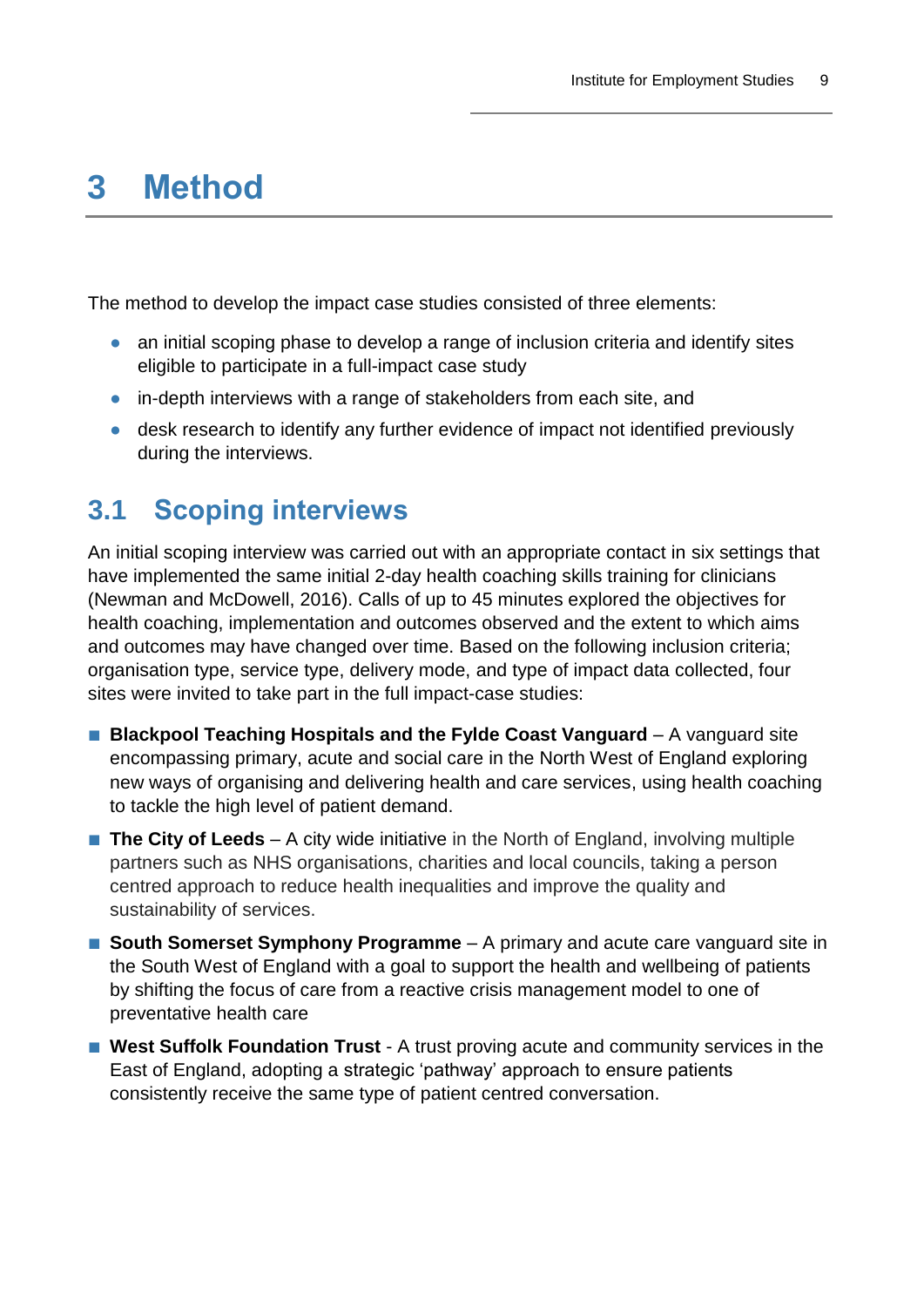# 3 Method

The method to develop the impact case studies consisted of three elements:

- an initial scoping phase to develop a range of inclusion criteria and identify sites eligible to participate in a full-impact case study
- in-depth interviews with a range of stakeholders from each site, and
- desk research to identify any further evidence of impact not identified previously during the interviews.

## 3.1 Scoping interviews

An initial scoping interview was carried out with an appropriate contact in six settings that have implemented the same initial 2-day health coaching skills training for clinicians (Newman and McDowell, 2016). Calls of up to 45 minutes explored the objectives for health coaching, implementation and outcomes observed and the extent to which aims and outcomes may have changed over time. Based on the following inclusion criteria; organisation type, service type, delivery mode, and type of impact data collected, four sites were invited to take part in the full impact-case studies:

- **Blackpool Teaching Hospitals and the Fylde Coast Vanguard** – A vanguard site encompassing primary, acute and social care in the North West of England exploring new ways of organising and delivering health and care services, using health coaching to tackle the high level of patient demand.
- **The City of Leeds** – A city wide initiative in the North of England, involving multiple partners such as NHS organisations, charities and local councils, taking a person centred approach to reduce health inequalities and improve the quality and sustainability of services.
- **South Somerset Symphony Programme** – A primary and acute care vanguard site in the South West of England with a goal to support the health and wellbeing of patients by shifting the focus of care from a reactive crisis management model to one of preventative health care
- **West Suffolk Foundation Trust** - A trust proving acute and community services in the East of England, adopting a strategic 'pathway' approach to ensure patients consistently receive the same type of patient centred conversation.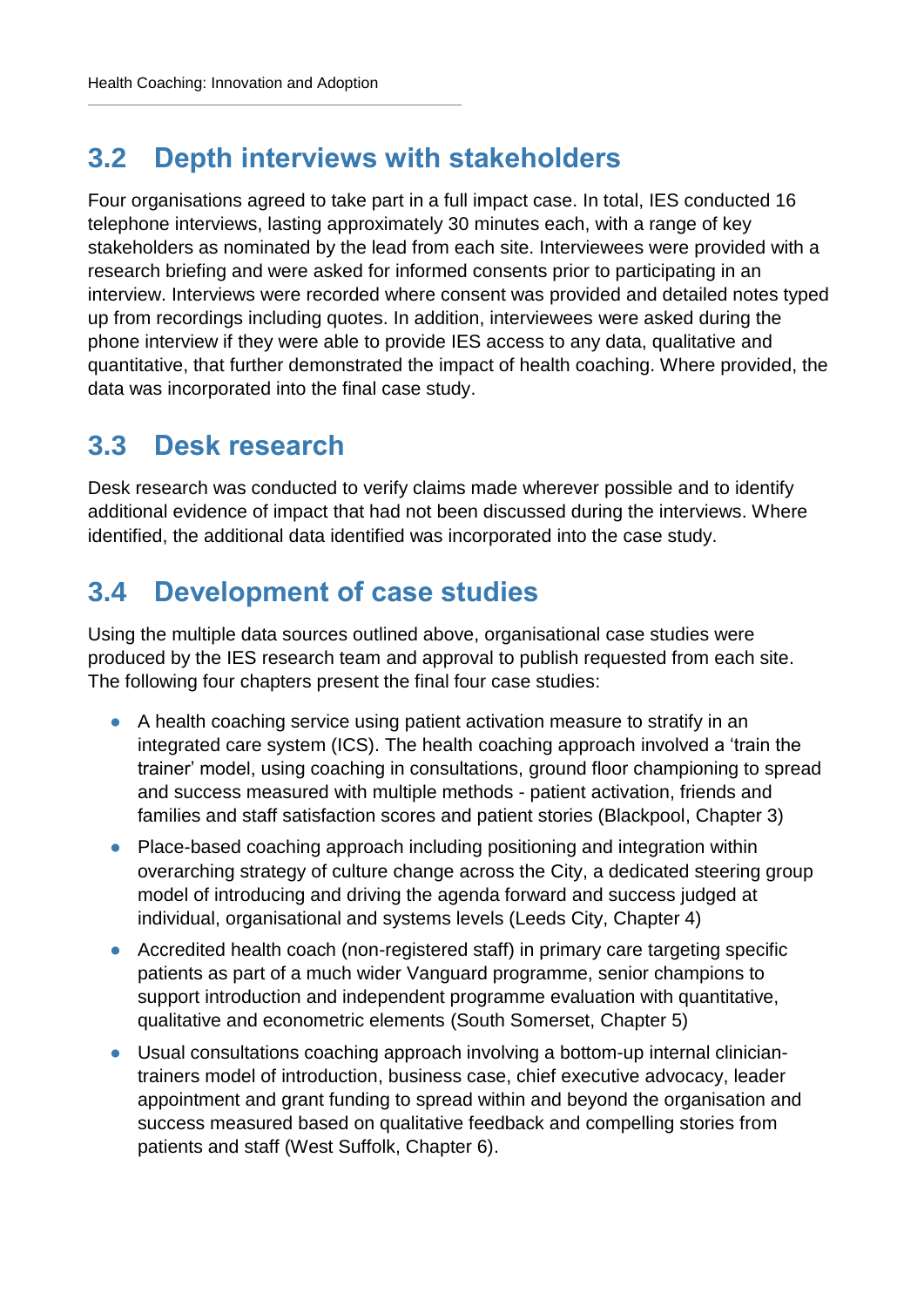## 3.2 Depth interviews with stakeholders

Four organisations agreed to take part in a full impact case. In total, IES conducted 16 telephone interviews, lasting approximately 30 minutes each, with a range of key stakeholders as nominated by the lead from each site. Interviewees were provided with a research briefing and were asked for informed consents prior to participating in an interview. Interviews were recorded where consent was provided and detailed notes typed up from recordings including quotes. In addition, interviewees were asked during the phone interview if they were able to provide IES access to any data, qualitative and quantitative, that further demonstrated the impact of health coaching. Where provided, the data was incorporated into the final case study.

## 3.3 Desk research

Desk research was conducted to verify claims made wherever possible and to identify additional evidence of impact that had not been discussed during the interviews. Where identified, the additional data identified was incorporated into the case study.

## 3.4 Development of case studies

Using the multiple data sources outlined above, organisational case studies were produced by the IES research team and approval to publish requested from each site. The following four chapters present the final four case studies:

- A health coaching service using patient activation measure to stratify in an integrated care system (ICS). The health coaching approach involved a 'train the trainer' model, using coaching in consultations, ground floor championing to spread and success measured with multiple methods - patient activation, friends and families and staff satisfaction scores and patient stories (Blackpool, Chapter 3)
- Place-based coaching approach including positioning and integration within overarching strategy of culture change across the City, a dedicated steering group model of introducing and driving the agenda forward and success judged at individual, organisational and systems levels (Leeds City, Chapter 4)
- Accredited health coach (non-registered staff) in primary care targeting specific patients as part of a much wider Vanguard programme, senior champions to support introduction and independent programme evaluation with quantitative, qualitative and econometric elements (South Somerset, Chapter 5)
- Usual consultations coaching approach involving a bottom-up internal clinician-trainers model of introduction, business case, chief executive advocacy, leader appointment and grant funding to spread within and beyond the organisation and success measured based on qualitative feedback and compelling stories from patients and staff (West Suffolk, Chapter 6).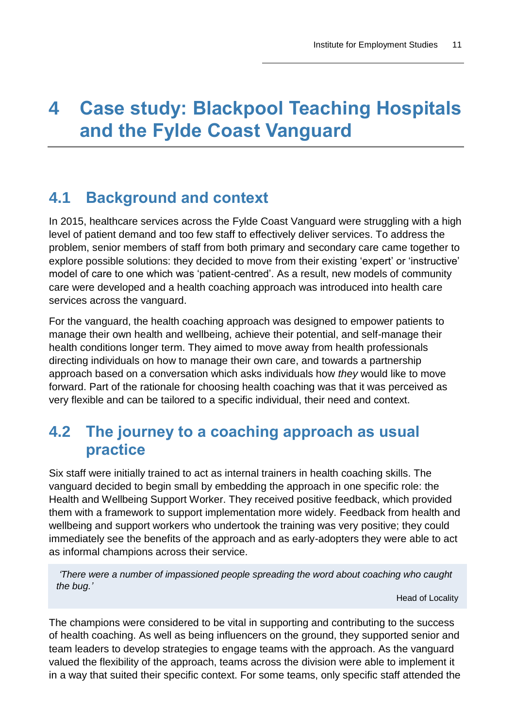# 4 Case study: Blackpool Teaching Hospitals and the Fylde Coast Vanguard

## 4.1 Background and context

In 2015, healthcare services across the Fylde Coast Vanguard were struggling with a high level of patient demand and too few staff to effectively deliver services. To address the problem, senior members of staff from both primary and secondary care came together to explore possible solutions: they decided to move from their existing 'expert' or 'instructive' model of care to one which was 'patient-centred'. As a result, new models of community care were developed and a health coaching approach was introduced into health care services across the vanguard.

For the vanguard, the health coaching approach was designed to empower patients to manage their own health and wellbeing, achieve their potential, and self-manage their health conditions longer term. They aimed to move away from health professionals directing individuals on how to manage their own care, and towards a partnership approach based on a conversation which asks individuals how *they* would like to move forward. Part of the rationale for choosing health coaching was that it was perceived as very flexible and can be tailored to a specific individual, their need and context.

## 4.2 The journey to a coaching approach as usual practice

Six staff were initially trained to act as internal trainers in health coaching skills. The vanguard decided to begin small by embedding the approach in one specific role: the Health and Wellbeing Support Worker. They received positive feedback, which provided them with a framework to support implementation more widely. Feedback from health and wellbeing and support workers who undertook the training was very positive; they could immediately see the benefits of the approach and as early-adopters they were able to act as informal champions across their service.

> *'There were a number of impassioned people spreading the word about coaching who caught the bug.'*
>
> Head of Locality

The champions were considered to be vital in supporting and contributing to the success of health coaching. As well as being influencers on the ground, they supported senior and team leaders to develop strategies to engage teams with the approach. As the vanguard valued the flexibility of the approach, teams across the division were able to implement it in a way that suited their specific context. For some teams, only specific staff attended the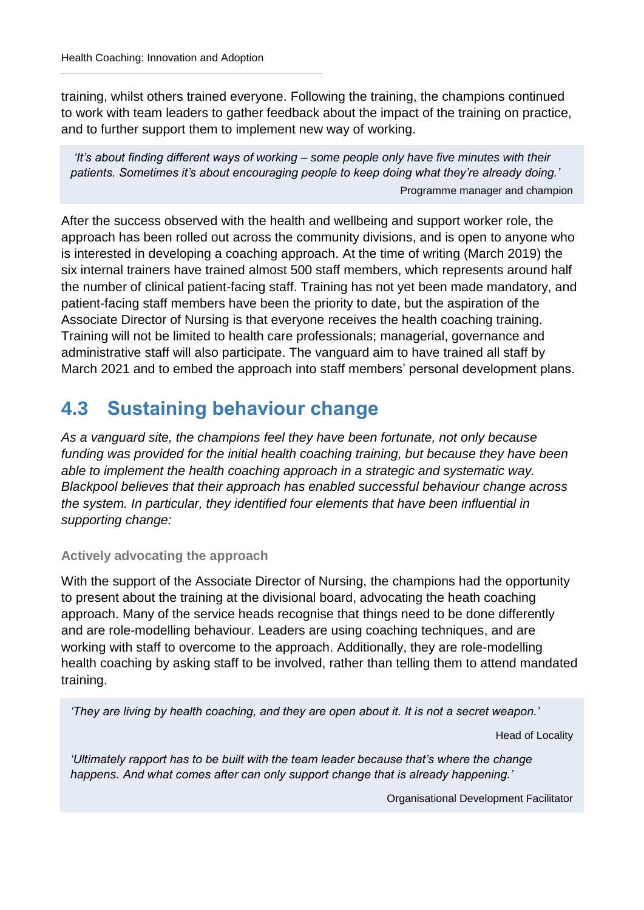training, whilst others trained everyone. Following the training, the champions continued to work with team leaders to gather feedback about the impact of the training on practice, and to further support them to implement new way of working.

> *'It's about finding different ways of working – some people only have five minutes with their patients. Sometimes it's about encouraging people to keep doing what they're already doing.'*
>
> Programme manager and champion

After the success observed with the health and wellbeing and support worker role, the approach has been rolled out across the community divisions, and is open to anyone who is interested in developing a coaching approach. At the time of writing (March 2019) the six internal trainers have trained almost 500 staff members, which represents around half the number of clinical patient-facing staff. Training has not yet been made mandatory, and patient-facing staff members have been the priority to date, but the aspiration of the Associate Director of Nursing is that everyone receives the health coaching training. Training will not be limited to health care professionals; managerial, governance and administrative staff will also participate. The vanguard aim to have trained all staff by March 2021 and to embed the approach into staff members' personal development plans.

## 4.3 Sustaining behaviour change

*As a vanguard site, the champions feel they have been fortunate, not only because funding was provided for the initial health coaching training, but because they have been able to implement the health coaching approach in a strategic and systematic way. Blackpool believes that their approach has enabled successful behaviour change across the system. In particular, they identified four elements that have been influential in supporting change:*

#### Actively advocating the approach

With the support of the Associate Director of Nursing, the champions had the opportunity to present about the training at the divisional board, advocating the heath coaching approach. Many of the service heads recognise that things need to be done differently and are role-modelling behaviour. Leaders are using coaching techniques, and are working with staff to overcome to the approach. Additionally, they are role-modelling health coaching by asking staff to be involved, rather than telling them to attend mandated training.

> *'They are living by health coaching, and they are open about it. It is not a secret weapon.'*
>
> Head of Locality
>
> *'Ultimately rapport has to be built with the team leader because that's where the change happens. And what comes after can only support change that is already happening.'*
>
> Organisational Development Facilitator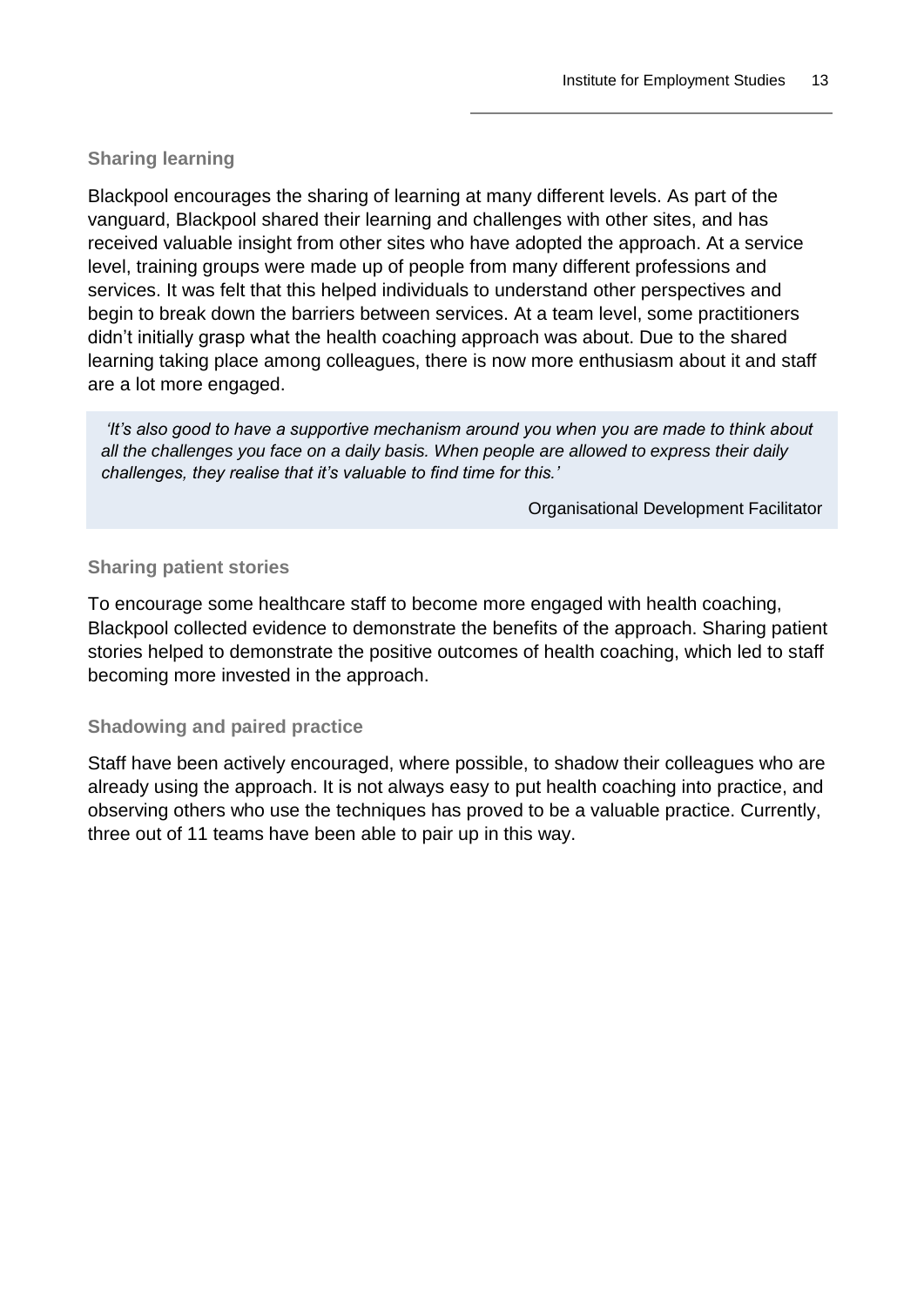### Sharing learning

Blackpool encourages the sharing of learning at many different levels. As part of the vanguard, Blackpool shared their learning and challenges with other sites, and has received valuable insight from other sites who have adopted the approach. At a service level, training groups were made up of people from many different professions and services. It was felt that this helped individuals to understand other perspectives and begin to break down the barriers between services. At a team level, some practitioners didn't initially grasp what the health coaching approach was about. Due to the shared learning taking place among colleagues, there is now more enthusiasm about it and staff are a lot more engaged.

> *'It's also good to have a supportive mechanism around you when you are made to think about all the challenges you face on a daily basis. When people are allowed to express their daily challenges, they realise that it's valuable to find time for this.'*
>
> Organisational Development Facilitator

### Sharing patient stories

To encourage some healthcare staff to become more engaged with health coaching, Blackpool collected evidence to demonstrate the benefits of the approach. Sharing patient stories helped to demonstrate the positive outcomes of health coaching, which led to staff becoming more invested in the approach.

### Shadowing and paired practice

Staff have been actively encouraged, where possible, to shadow their colleagues who are already using the approach. It is not always easy to put health coaching into practice, and observing others who use the techniques has proved to be a valuable practice. Currently, three out of 11 teams have been able to pair up in this way.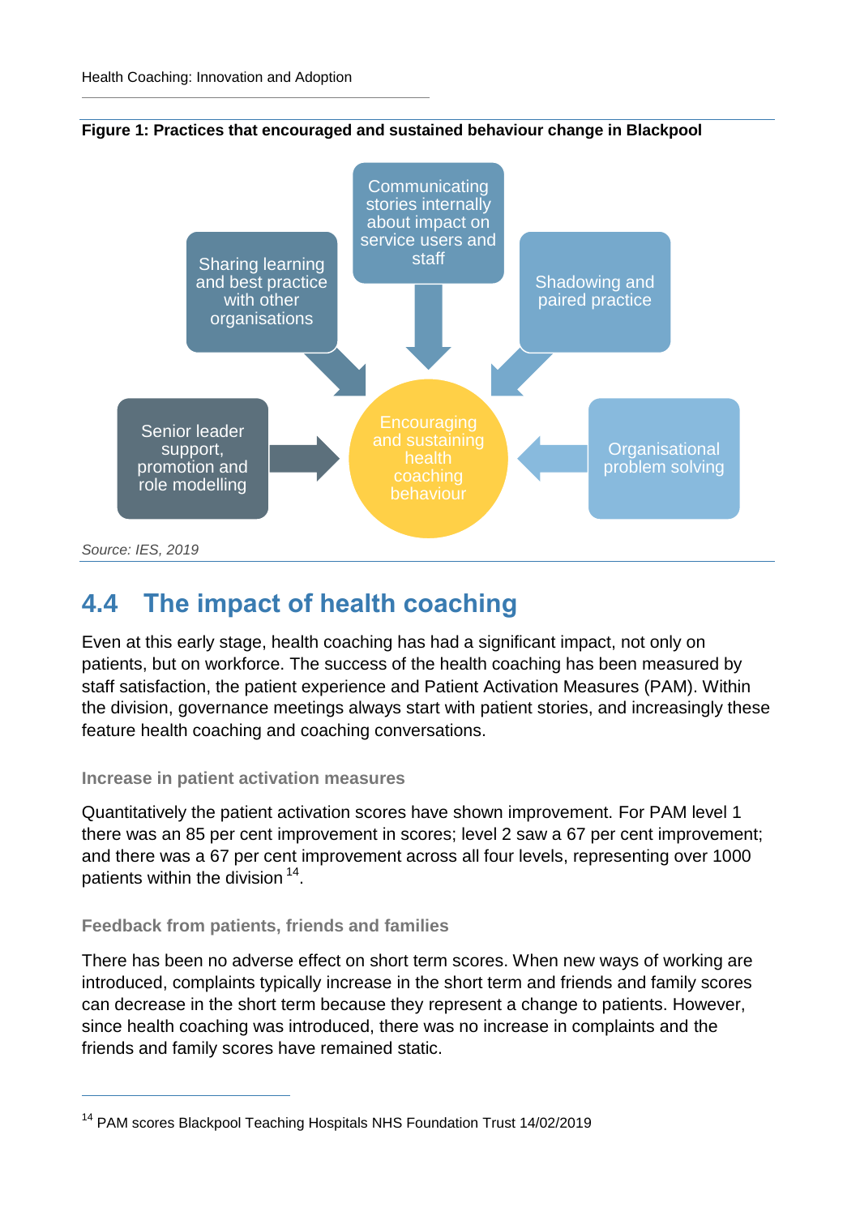**Figure 1: Practices that encouraged and sustained behaviour change in Blackpool**

Communicating stories internally about impact on service users and staff

Sharing learning and best practice with other organisations

Shadowing and paired practice

Senior leader support, promotion and role modelling

Encouraging and sustaining health coaching behaviour

Organisational problem solving

*Source: IES, 2019*

## 4.4 The impact of health coaching

Even at this early stage, health coaching has had a significant impact, not only on patients, but on workforce. The success of the health coaching has been measured by staff satisfaction, the patient experience and Patient Activation Measures (PAM). Within the division, governance meetings always start with patient stories, and increasingly these feature health coaching and coaching conversations.

### Increase in patient activation measures

Quantitatively the patient activation scores have shown improvement. For PAM level 1 there was an 85 per cent improvement in scores; level 2 saw a 67 per cent improvement; and there was a 67 per cent improvement across all four levels, representing over 1000 patients within the division [14].

### Feedback from patients, friends and families

There has been no adverse effect on short term scores. When new ways of working are introduced, complaints typically increase in the short term and friends and family scores can decrease in the short term because they represent a change to patients. However, since health coaching was introduced, there was no increase in complaints and the friends and family scores have remained static.

---

[14] PAM scores Blackpool Teaching Hospitals NHS Foundation Trust 14/02/2019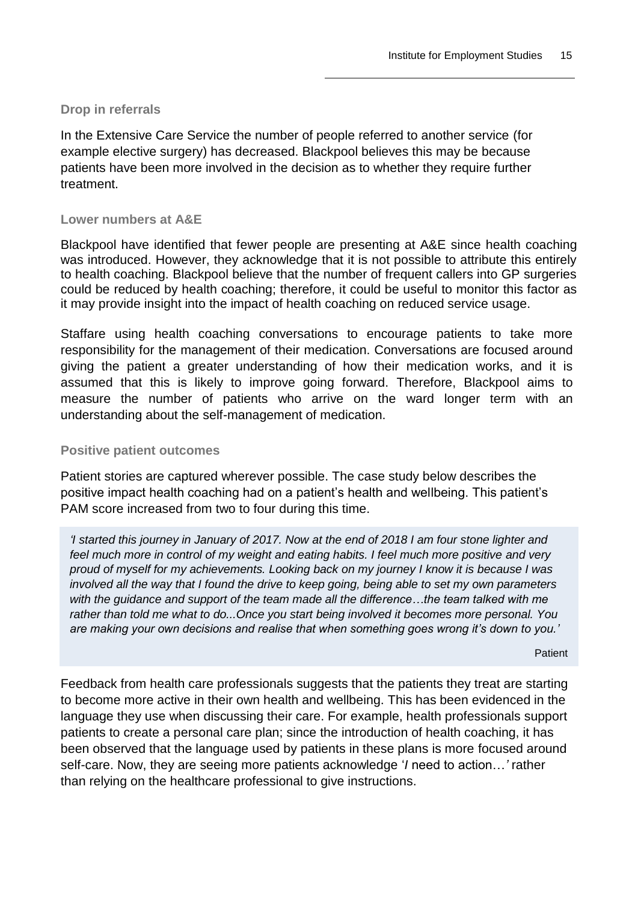### Drop in referrals

In the Extensive Care Service the number of people referred to another service (for example elective surgery) has decreased. Blackpool believes this may be because patients have been more involved in the decision as to whether they require further treatment.

### Lower numbers at A&E

Blackpool have identified that fewer people are presenting at A&E since health coaching was introduced. However, they acknowledge that it is not possible to attribute this entirely to health coaching. Blackpool believe that the number of frequent callers into GP surgeries could be reduced by health coaching; therefore, it could be useful to monitor this factor as it may provide insight into the impact of health coaching on reduced service usage.

Staffare using health coaching conversations to encourage patients to take more responsibility for the management of their medication. Conversations are focused around giving the patient a greater understanding of how their medication works, and it is assumed that this is likely to improve going forward. Therefore, Blackpool aims to measure the number of patients who arrive on the ward longer term with an understanding about the self-management of medication.

### Positive patient outcomes

Patient stories are captured wherever possible. The case study below describes the positive impact health coaching had on a patient's health and wellbeing. This patient's PAM score increased from two to four during this time.

> *'I started this journey in January of 2017. Now at the end of 2018 I am four stone lighter and feel much more in control of my weight and eating habits. I feel much more positive and very proud of myself for my achievements. Looking back on my journey I know it is because I was involved all the way that I found the drive to keep going, being able to set my own parameters with the guidance and support of the team made all the difference…the team talked with me rather than told me what to do...Once you start being involved it becomes more personal. You are making your own decisions and realise that when something goes wrong it's down to you.'*
>
> Patient

Feedback from health care professionals suggests that the patients they treat are starting to become more active in their own health and wellbeing. This has been evidenced in the language they use when discussing their care. For example, health professionals support patients to create a personal care plan; since the introduction of health coaching, it has been observed that the language used by patients in these plans is more focused around self-care. Now, they are seeing more patients acknowledge '*I* need to action…*'* rather than relying on the healthcare professional to give instructions.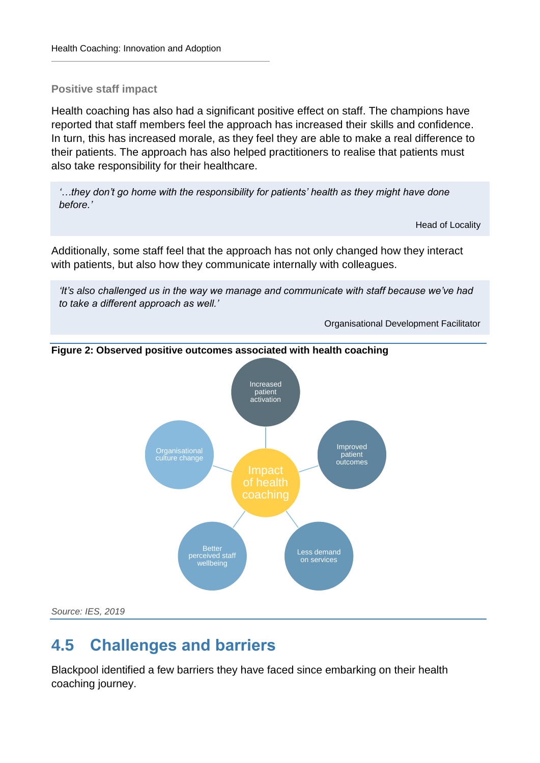### Positive staff impact

Health coaching has also had a significant positive effect on staff. The champions have reported that staff members feel the approach has increased their skills and confidence. In turn, this has increased morale, as they feel they are able to make a real difference to their patients. The approach has also helped practitioners to realise that patients must also take responsibility for their healthcare.

> *'…they don't go home with the responsibility for patients' health as they might have done before.'*
>
> Head of Locality

Additionally, some staff feel that the approach has not only changed how they interact with patients, but also how they communicate internally with colleagues.

> *'It's also challenged us in the way we manage and communicate with staff because we've had to take a different approach as well.'*
>
> Organisational Development Facilitator

**Figure 2: Observed positive outcomes associated with health coaching**

Impact of health coaching:
- Increased patient activation
- Improved patient outcomes
- Less demand on services
- Better perceived staff wellbeing
- Organisational culture change

*Source: IES, 2019*

## 4.5 Challenges and barriers

Blackpool identified a few barriers they have faced since embarking on their health coaching journey.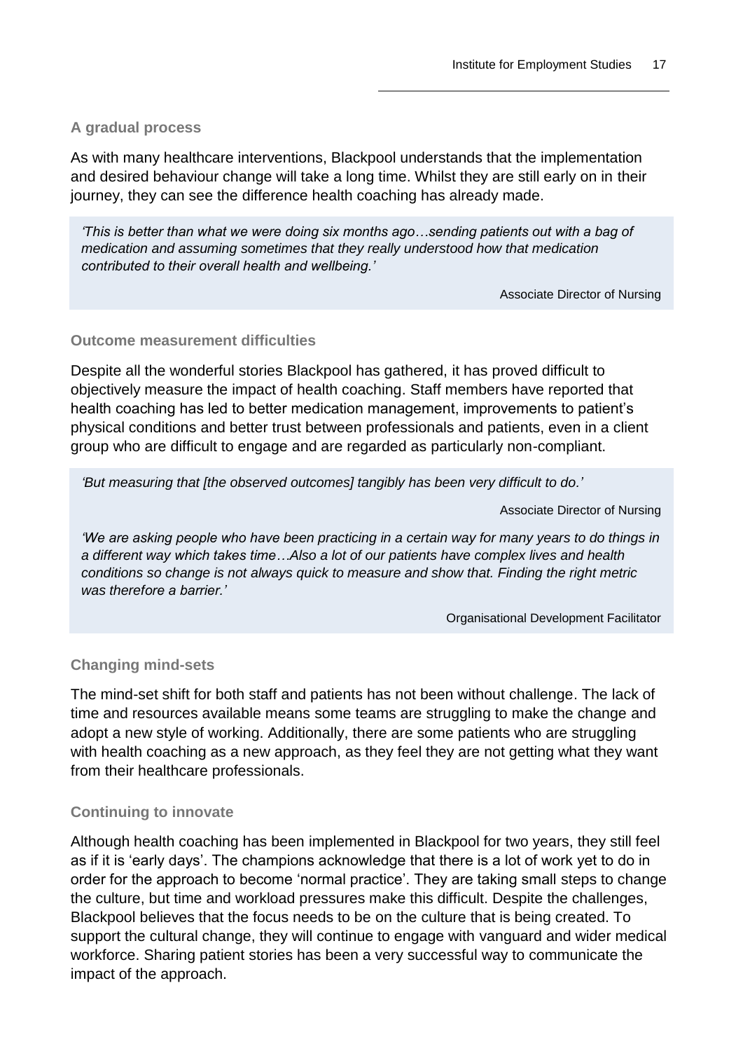### A gradual process

As with many healthcare interventions, Blackpool understands that the implementation and desired behaviour change will take a long time. Whilst they are still early on in their journey, they can see the difference health coaching has already made.

> *'This is better than what we were doing six months ago…sending patients out with a bag of medication and assuming sometimes that they really understood how that medication contributed to their overall health and wellbeing.'*
>
> Associate Director of Nursing

### Outcome measurement difficulties

Despite all the wonderful stories Blackpool has gathered, it has proved difficult to objectively measure the impact of health coaching. Staff members have reported that health coaching has led to better medication management, improvements to patient's physical conditions and better trust between professionals and patients, even in a client group who are difficult to engage and are regarded as particularly non-compliant.

> *'But measuring that [the observed outcomes] tangibly has been very difficult to do.'*
>
> Associate Director of Nursing
>
> *'We are asking people who have been practicing in a certain way for many years to do things in a different way which takes time…Also a lot of our patients have complex lives and health conditions so change is not always quick to measure and show that. Finding the right metric was therefore a barrier.'*
>
> Organisational Development Facilitator

### Changing mind-sets

The mind-set shift for both staff and patients has not been without challenge. The lack of time and resources available means some teams are struggling to make the change and adopt a new style of working. Additionally, there are some patients who are struggling with health coaching as a new approach, as they feel they are not getting what they want from their healthcare professionals.

### Continuing to innovate

Although health coaching has been implemented in Blackpool for two years, they still feel as if it is 'early days'. The champions acknowledge that there is a lot of work yet to do in order for the approach to become 'normal practice'. They are taking small steps to change the culture, but time and workload pressures make this difficult. Despite the challenges, Blackpool believes that the focus needs to be on the culture that is being created. To support the cultural change, they will continue to engage with vanguard and wider medical workforce. Sharing patient stories has been a very successful way to communicate the impact of the approach.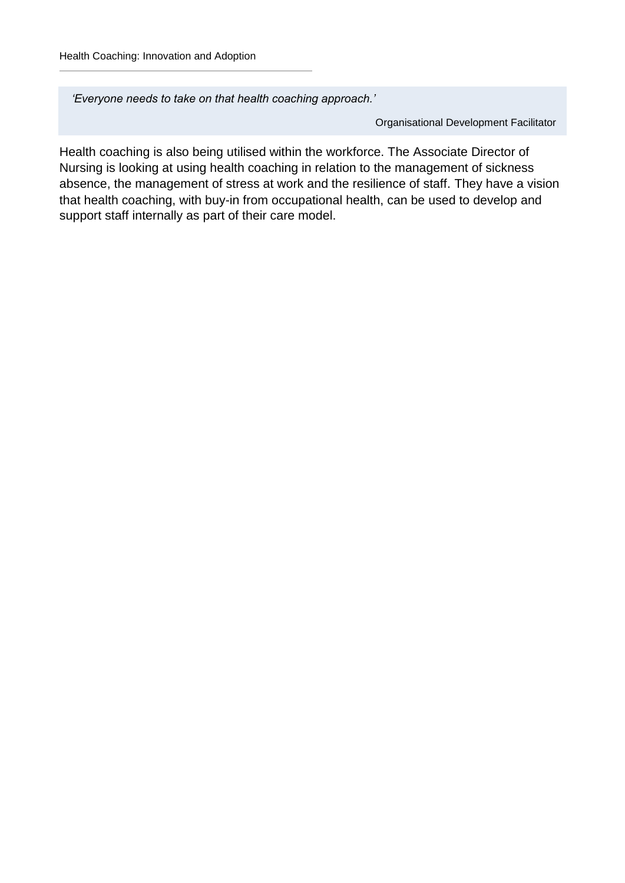> *'Everyone needs to take on that health coaching approach.'*
>
> Organisational Development Facilitator

Health coaching is also being utilised within the workforce. The Associate Director of Nursing is looking at using health coaching in relation to the management of sickness absence, the management of stress at work and the resilience of staff. They have a vision that health coaching, with buy-in from occupational health, can be used to develop and support staff internally as part of their care model.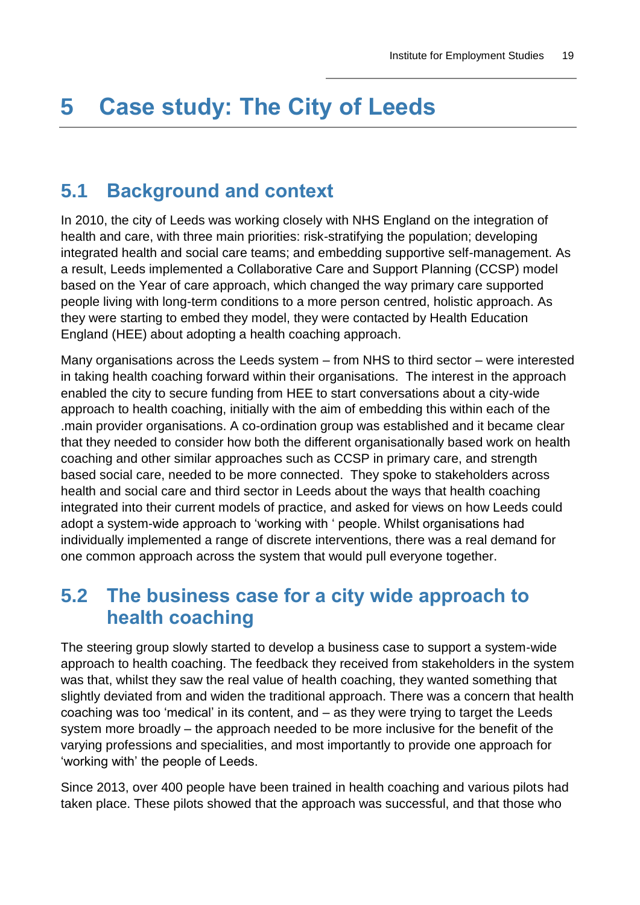# 5 Case study: The City of Leeds

## 5.1 Background and context

In 2010, the city of Leeds was working closely with NHS England on the integration of health and care, with three main priorities: risk-stratifying the population; developing integrated health and social care teams; and embedding supportive self-management. As a result, Leeds implemented a Collaborative Care and Support Planning (CCSP) model based on the Year of care approach, which changed the way primary care supported people living with long-term conditions to a more person centred, holistic approach. As they were starting to embed they model, they were contacted by Health Education England (HEE) about adopting a health coaching approach.

Many organisations across the Leeds system – from NHS to third sector – were interested in taking health coaching forward within their organisations. The interest in the approach enabled the city to secure funding from HEE to start conversations about a city-wide approach to health coaching, initially with the aim of embedding this within each of the .main provider organisations. A co-ordination group was established and it became clear that they needed to consider how both the different organisationally based work on health coaching and other similar approaches such as CCSP in primary care, and strength based social care, needed to be more connected. They spoke to stakeholders across health and social care and third sector in Leeds about the ways that health coaching integrated into their current models of practice, and asked for views on how Leeds could adopt a system-wide approach to 'working with ' people. Whilst organisations had individually implemented a range of discrete interventions, there was a real demand for one common approach across the system that would pull everyone together.

## 5.2 The business case for a city wide approach to health coaching

The steering group slowly started to develop a business case to support a system-wide approach to health coaching. The feedback they received from stakeholders in the system was that, whilst they saw the real value of health coaching, they wanted something that slightly deviated from and widen the traditional approach. There was a concern that health coaching was too 'medical' in its content, and – as they were trying to target the Leeds system more broadly – the approach needed to be more inclusive for the benefit of the varying professions and specialities, and most importantly to provide one approach for 'working with' the people of Leeds.

Since 2013, over 400 people have been trained in health coaching and various pilots had taken place. These pilots showed that the approach was successful, and that those who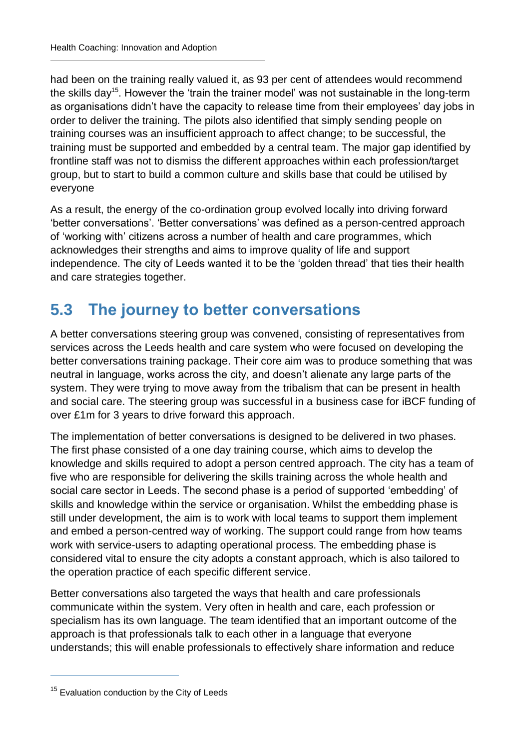had been on the training really valued it, as 93 per cent of attendees would recommend the skills day[15]. However the 'train the trainer model' was not sustainable in the long-term as organisations didn't have the capacity to release time from their employees' day jobs in order to deliver the training. The pilots also identified that simply sending people on training courses was an insufficient approach to affect change; to be successful, the training must be supported and embedded by a central team. The major gap identified by frontline staff was not to dismiss the different approaches within each profession/target group, but to start to build a common culture and skills base that could be utilised by everyone

As a result, the energy of the co-ordination group evolved locally into driving forward 'better conversations'. 'Better conversations' was defined as a person-centred approach of 'working with' citizens across a number of health and care programmes, which acknowledges their strengths and aims to improve quality of life and support independence. The city of Leeds wanted it to be the 'golden thread' that ties their health and care strategies together.

## 5.3 The journey to better conversations

A better conversations steering group was convened, consisting of representatives from services across the Leeds health and care system who were focused on developing the better conversations training package. Their core aim was to produce something that was neutral in language, works across the city, and doesn't alienate any large parts of the system. They were trying to move away from the tribalism that can be present in health and social care. The steering group was successful in a business case for iBCF funding of over £1m for 3 years to drive forward this approach.

The implementation of better conversations is designed to be delivered in two phases. The first phase consisted of a one day training course, which aims to develop the knowledge and skills required to adopt a person centred approach. The city has a team of five who are responsible for delivering the skills training across the whole health and social care sector in Leeds. The second phase is a period of supported 'embedding' of skills and knowledge within the service or organisation. Whilst the embedding phase is still under development, the aim is to work with local teams to support them implement and embed a person-centred way of working. The support could range from how teams work with service-users to adapting operational process. The embedding phase is considered vital to ensure the city adopts a constant approach, which is also tailored to the operation practice of each specific different service.

Better conversations also targeted the ways that health and care professionals communicate within the system. Very often in health and care, each profession or specialism has its own language. The team identified that an important outcome of the approach is that professionals talk to each other in a language that everyone understands; this will enable professionals to effectively share information and reduce

[15] Evaluation conduction by the City of Leeds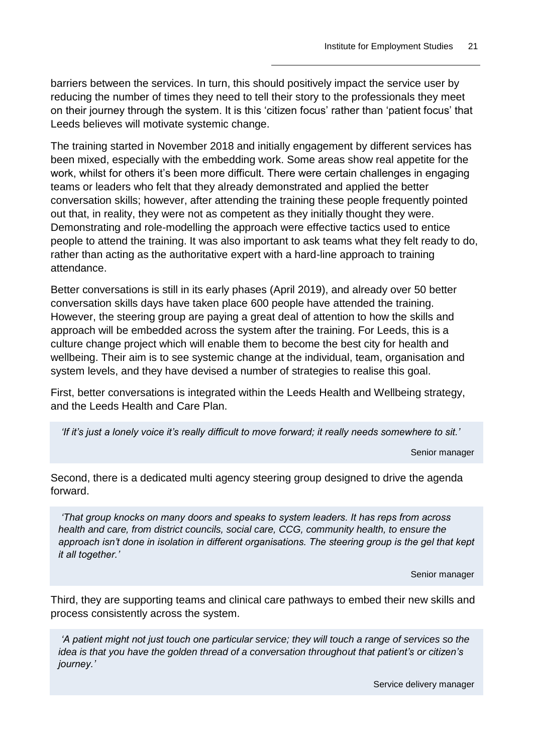barriers between the services. In turn, this should positively impact the service user by reducing the number of times they need to tell their story to the professionals they meet on their journey through the system. It is this 'citizen focus' rather than 'patient focus' that Leeds believes will motivate systemic change.

The training started in November 2018 and initially engagement by different services has been mixed, especially with the embedding work. Some areas show real appetite for the work, whilst for others it's been more difficult. There were certain challenges in engaging teams or leaders who felt that they already demonstrated and applied the better conversation skills; however, after attending the training these people frequently pointed out that, in reality, they were not as competent as they initially thought they were. Demonstrating and role-modelling the approach were effective tactics used to entice people to attend the training. It was also important to ask teams what they felt ready to do, rather than acting as the authoritative expert with a hard-line approach to training attendance.

Better conversations is still in its early phases (April 2019), and already over 50 better conversation skills days have taken place 600 people have attended the training. However, the steering group are paying a great deal of attention to how the skills and approach will be embedded across the system after the training. For Leeds, this is a culture change project which will enable them to become the best city for health and wellbeing. Their aim is to see systemic change at the individual, team, organisation and system levels, and they have devised a number of strategies to realise this goal.

First, better conversations is integrated within the Leeds Health and Wellbeing strategy, and the Leeds Health and Care Plan.

> *'If it's just a lonely voice it's really difficult to move forward; it really needs somewhere to sit.'*
>
> Senior manager

Second, there is a dedicated multi agency steering group designed to drive the agenda forward.

> *'That group knocks on many doors and speaks to system leaders. It has reps from across health and care, from district councils, social care, CCG, community health, to ensure the approach isn't done in isolation in different organisations. The steering group is the gel that kept it all together.'*
>
> Senior manager

Third, they are supporting teams and clinical care pathways to embed their new skills and process consistently across the system.

> *'A patient might not just touch one particular service; they will touch a range of services so the idea is that you have the golden thread of a conversation throughout that patient's or citizen's journey.'*
>
> Service delivery manager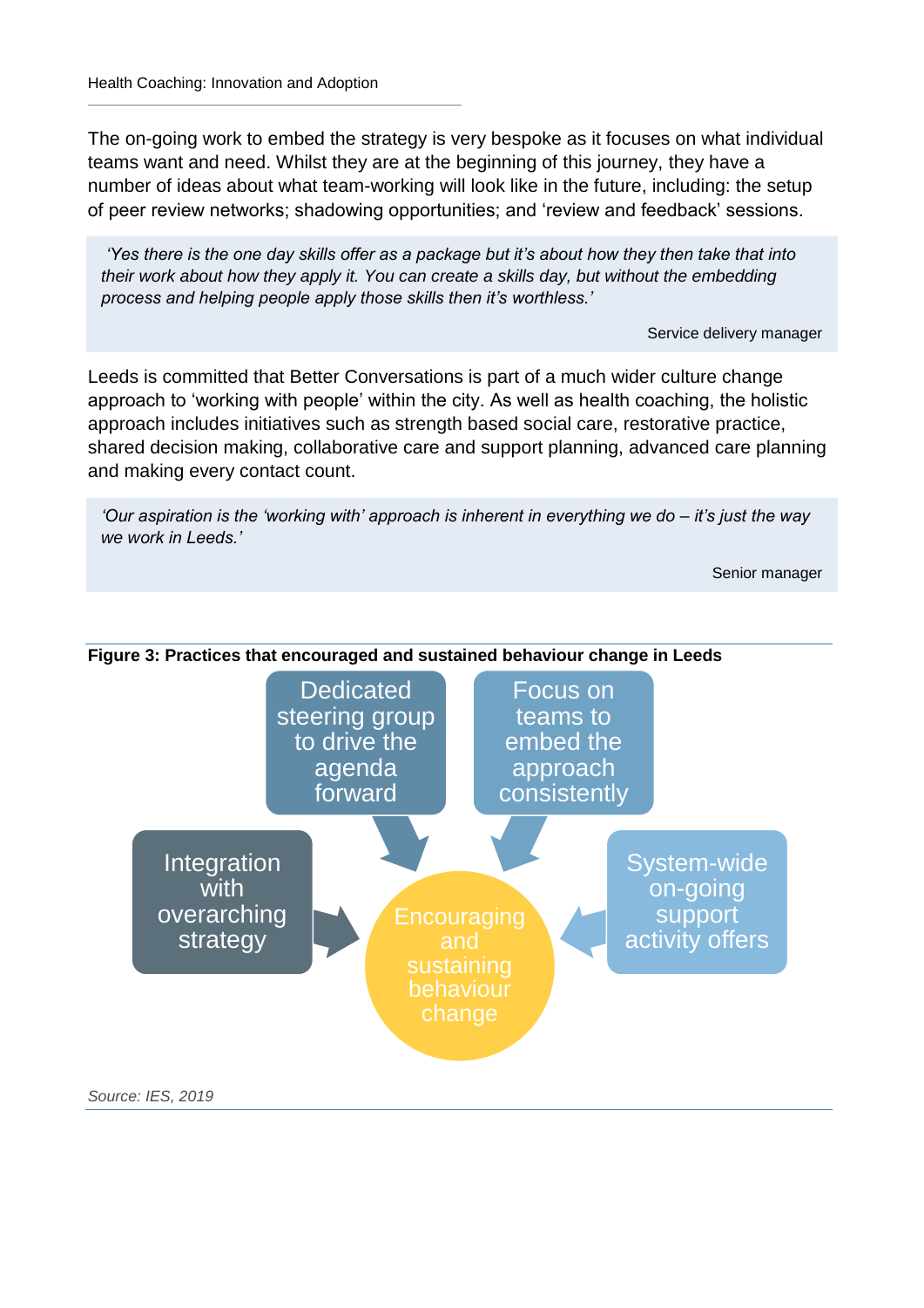The on-going work to embed the strategy is very bespoke as it focuses on what individual teams want and need. Whilst they are at the beginning of this journey, they have a number of ideas about what team-working will look like in the future, including: the setup of peer review networks; shadowing opportunities; and 'review and feedback' sessions.

> *'Yes there is the one day skills offer as a package but it's about how they then take that into their work about how they apply it. You can create a skills day, but without the embedding process and helping people apply those skills then it's worthless.'*
>
> Service delivery manager

Leeds is committed that Better Conversations is part of a much wider culture change approach to 'working with people' within the city. As well as health coaching, the holistic approach includes initiatives such as strength based social care, restorative practice, shared decision making, collaborative care and support planning, advanced care planning and making every contact count.

> *'Our aspiration is the 'working with' approach is inherent in everything we do – it's just the way we work in Leeds.'*
>
> Senior manager

**Figure 3: Practices that encouraged and sustained behaviour change in Leeds**

- Dedicated steering group to drive the agenda forward
- Focus on teams to embed the approach consistently
- Integration with overarching strategy
- System-wide on-going support activity offers

→ Encouraging and sustaining behaviour change

*Source: IES, 2019*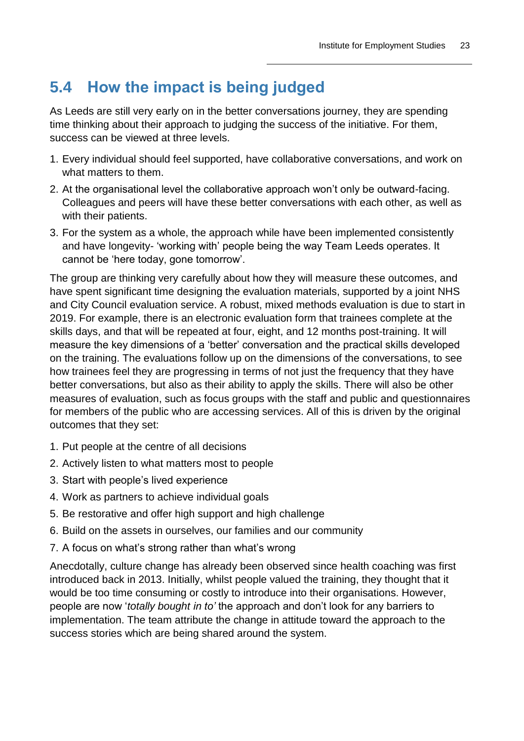## 5.4 How the impact is being judged

As Leeds are still very early on in the better conversations journey, they are spending time thinking about their approach to judging the success of the initiative. For them, success can be viewed at three levels.

1. Every individual should feel supported, have collaborative conversations, and work on what matters to them.
2. At the organisational level the collaborative approach won't only be outward-facing. Colleagues and peers will have these better conversations with each other, as well as with their patients.
3. For the system as a whole, the approach while have been implemented consistently and have longevity- 'working with' people being the way Team Leeds operates. It cannot be 'here today, gone tomorrow'.

The group are thinking very carefully about how they will measure these outcomes, and have spent significant time designing the evaluation materials, supported by a joint NHS and City Council evaluation service. A robust, mixed methods evaluation is due to start in 2019. For example, there is an electronic evaluation form that trainees complete at the skills days, and that will be repeated at four, eight, and 12 months post-training. It will measure the key dimensions of a 'better' conversation and the practical skills developed on the training. The evaluations follow up on the dimensions of the conversations, to see how trainees feel they are progressing in terms of not just the frequency that they have better conversations, but also as their ability to apply the skills. There will also be other measures of evaluation, such as focus groups with the staff and public and questionnaires for members of the public who are accessing services. All of this is driven by the original outcomes that they set:

1. Put people at the centre of all decisions
2. Actively listen to what matters most to people
3. Start with people's lived experience
4. Work as partners to achieve individual goals
5. Be restorative and offer high support and high challenge
6. Build on the assets in ourselves, our families and our community
7. A focus on what's strong rather than what's wrong

Anecdotally, culture change has already been observed since health coaching was first introduced back in 2013. Initially, whilst people valued the training, they thought that it would be too time consuming or costly to introduce into their organisations. However, people are now '*totally bought in to'* the approach and don't look for any barriers to implementation. The team attribute the change in attitude toward the approach to the success stories which are being shared around the system.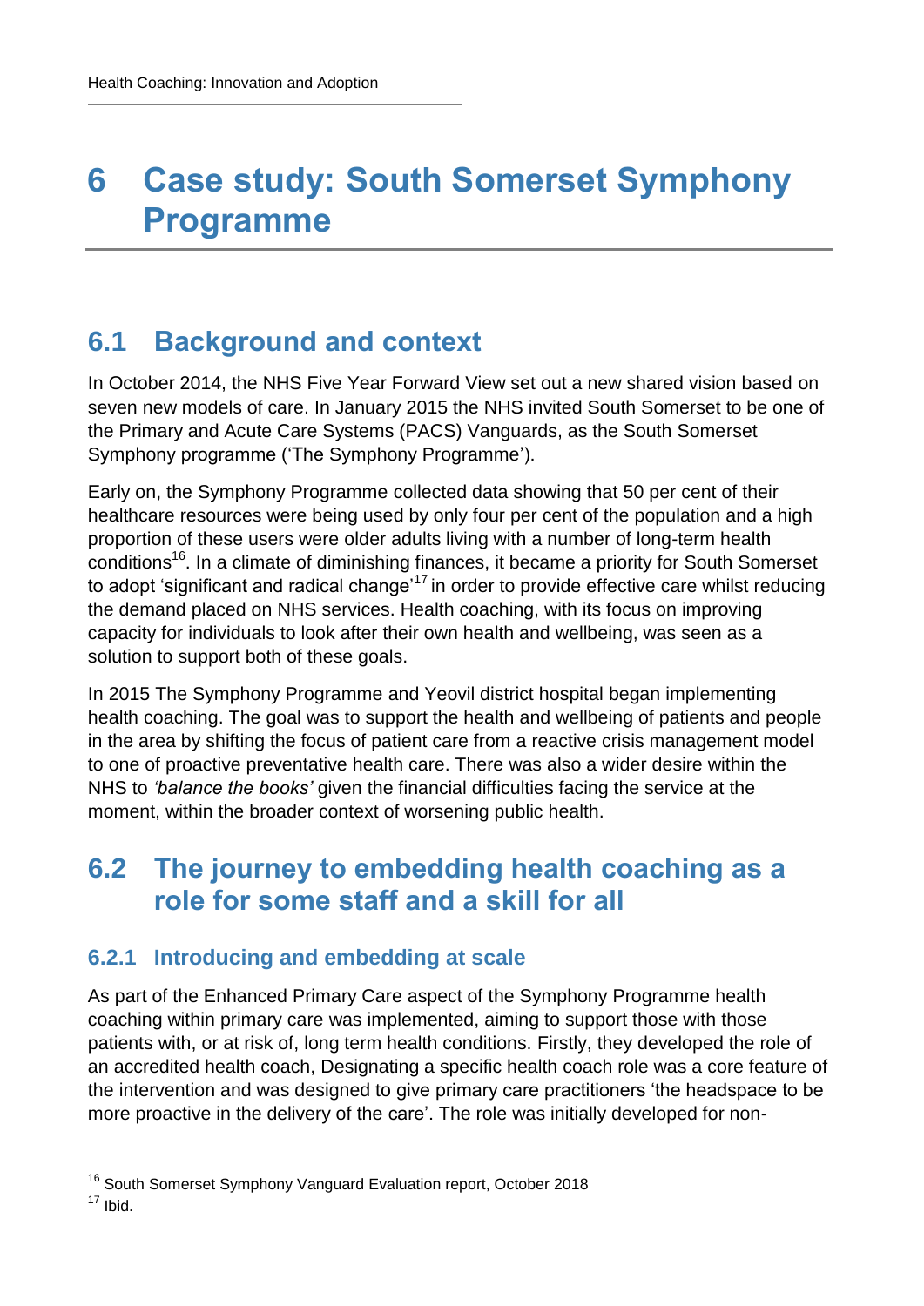# 6 Case study: South Somerset Symphony Programme

## 6.1 Background and context

In October 2014, the NHS Five Year Forward View set out a new shared vision based on seven new models of care. In January 2015 the NHS invited South Somerset to be one of the Primary and Acute Care Systems (PACS) Vanguards, as the South Somerset Symphony programme ('The Symphony Programme').

Early on, the Symphony Programme collected data showing that 50 per cent of their healthcare resources were being used by only four per cent of the population and a high proportion of these users were older adults living with a number of long-term health conditions[16]. In a climate of diminishing finances, it became a priority for South Somerset to adopt 'significant and radical change'[17] in order to provide effective care whilst reducing the demand placed on NHS services. Health coaching, with its focus on improving capacity for individuals to look after their own health and wellbeing, was seen as a solution to support both of these goals.

In 2015 The Symphony Programme and Yeovil district hospital began implementing health coaching. The goal was to support the health and wellbeing of patients and people in the area by shifting the focus of patient care from a reactive crisis management model to one of proactive preventative health care. There was also a wider desire within the NHS to *'balance the books'* given the financial difficulties facing the service at the moment, within the broader context of worsening public health.

## 6.2 The journey to embedding health coaching as a role for some staff and a skill for all

### 6.2.1 Introducing and embedding at scale

As part of the Enhanced Primary Care aspect of the Symphony Programme health coaching within primary care was implemented, aiming to support those with those patients with, or at risk of, long term health conditions. Firstly, they developed the role of an accredited health coach, Designating a specific health coach role was a core feature of the intervention and was designed to give primary care practitioners 'the headspace to be more proactive in the delivery of the care'. The role was initially developed for non-

---

[16] South Somerset Symphony Vanguard Evaluation report, October 2018

[17] Ibid.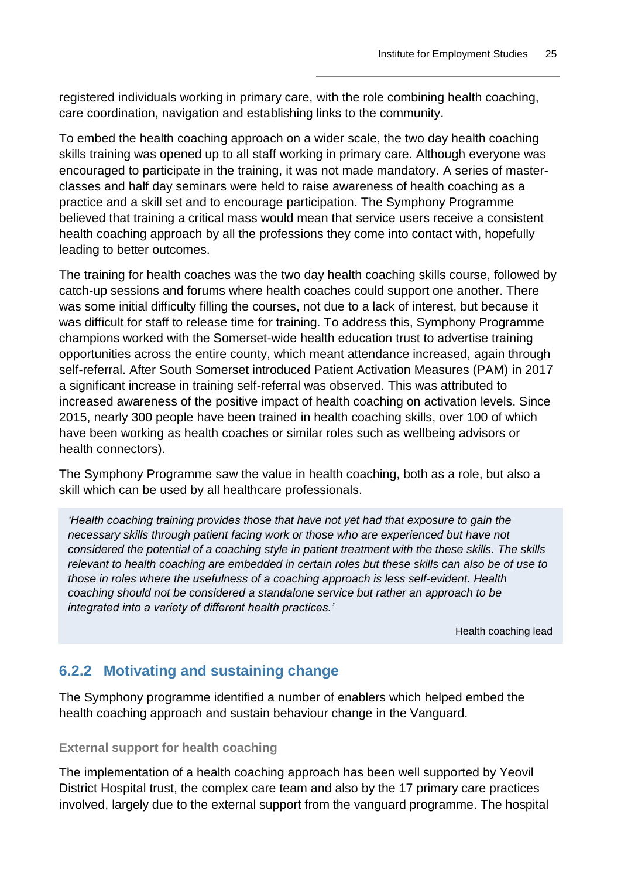registered individuals working in primary care, with the role combining health coaching, care coordination, navigation and establishing links to the community.

To embed the health coaching approach on a wider scale, the two day health coaching skills training was opened up to all staff working in primary care. Although everyone was encouraged to participate in the training, it was not made mandatory. A series of master-classes and half day seminars were held to raise awareness of health coaching as a practice and a skill set and to encourage participation. The Symphony Programme believed that training a critical mass would mean that service users receive a consistent health coaching approach by all the professions they come into contact with, hopefully leading to better outcomes.

The training for health coaches was the two day health coaching skills course, followed by catch-up sessions and forums where health coaches could support one another. There was some initial difficulty filling the courses, not due to a lack of interest, but because it was difficult for staff to release time for training. To address this, Symphony Programme champions worked with the Somerset-wide health education trust to advertise training opportunities across the entire county, which meant attendance increased, again through self-referral. After South Somerset introduced Patient Activation Measures (PAM) in 2017 a significant increase in training self-referral was observed. This was attributed to increased awareness of the positive impact of health coaching on activation levels. Since 2015, nearly 300 people have been trained in health coaching skills, over 100 of which have been working as health coaches or similar roles such as wellbeing advisors or health connectors).

The Symphony Programme saw the value in health coaching, both as a role, but also a skill which can be used by all healthcare professionals.

> *'Health coaching training provides those that have not yet had that exposure to gain the necessary skills through patient facing work or those who are experienced but have not considered the potential of a coaching style in patient treatment with the these skills. The skills relevant to health coaching are embedded in certain roles but these skills can also be of use to those in roles where the usefulness of a coaching approach is less self-evident. Health coaching should not be considered a standalone service but rather an approach to be integrated into a variety of different health practices.'*
>
> Health coaching lead

### 6.2.2 Motivating and sustaining change

The Symphony programme identified a number of enablers which helped embed the health coaching approach and sustain behaviour change in the Vanguard.

**External support for health coaching**

The implementation of a health coaching approach has been well supported by Yeovil District Hospital trust, the complex care team and also by the 17 primary care practices involved, largely due to the external support from the vanguard programme. The hospital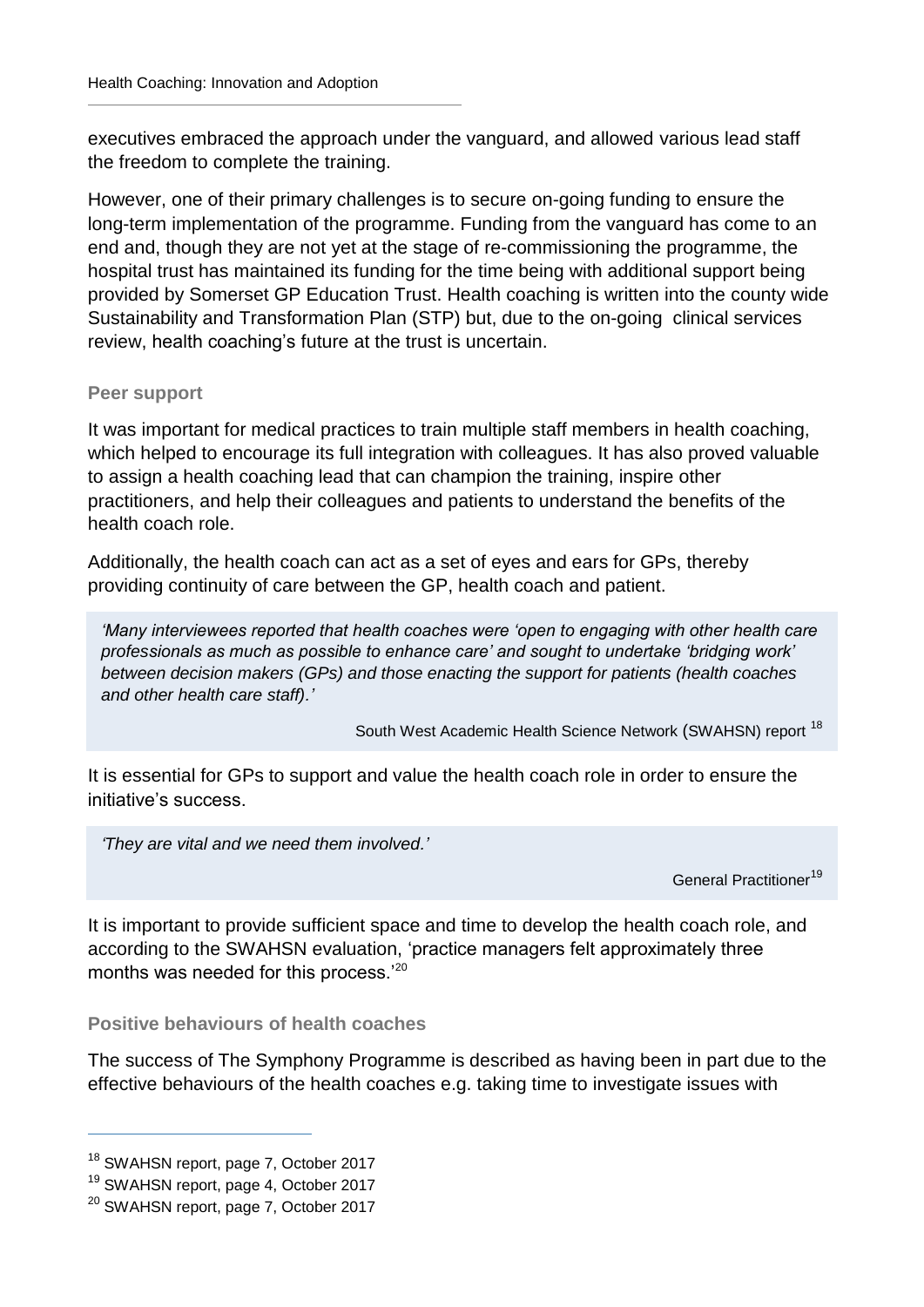executives embraced the approach under the vanguard, and allowed various lead staff the freedom to complete the training.

However, one of their primary challenges is to secure on-going funding to ensure the long-term implementation of the programme. Funding from the vanguard has come to an end and, though they are not yet at the stage of re-commissioning the programme, the hospital trust has maintained its funding for the time being with additional support being provided by Somerset GP Education Trust. Health coaching is written into the county wide Sustainability and Transformation Plan (STP) but, due to the on-going clinical services review, health coaching's future at the trust is uncertain.

### Peer support

It was important for medical practices to train multiple staff members in health coaching, which helped to encourage its full integration with colleagues. It has also proved valuable to assign a health coaching lead that can champion the training, inspire other practitioners, and help their colleagues and patients to understand the benefits of the health coach role.

Additionally, the health coach can act as a set of eyes and ears for GPs, thereby providing continuity of care between the GP, health coach and patient.

> *'Many interviewees reported that health coaches were 'open to engaging with other health care professionals as much as possible to enhance care' and sought to undertake 'bridging work' between decision makers (GPs) and those enacting the support for patients (health coaches and other health care staff).'*
>
> South West Academic Health Science Network (SWAHSN) report [18]

It is essential for GPs to support and value the health coach role in order to ensure the initiative's success.

> *'They are vital and we need them involved.'*
>
> General Practitioner[19]

It is important to provide sufficient space and time to develop the health coach role, and according to the SWAHSN evaluation, 'practice managers felt approximately three months was needed for this process.'[20]

### Positive behaviours of health coaches

The success of The Symphony Programme is described as having been in part due to the effective behaviours of the health coaches e.g. taking time to investigate issues with

---

[18] SWAHSN report, page 7, October 2017

[19] SWAHSN report, page 4, October 2017

[20] SWAHSN report, page 7, October 2017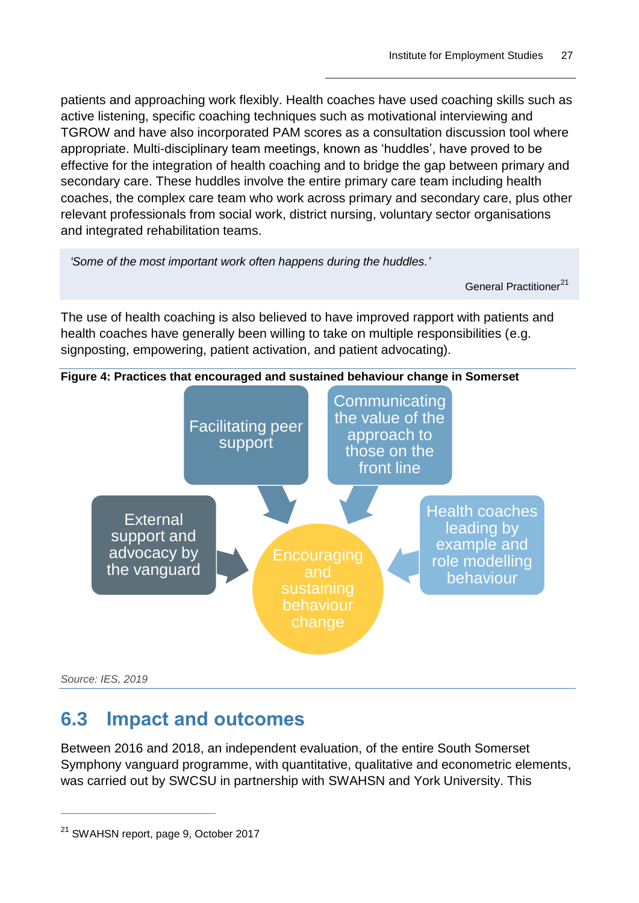patients and approaching work flexibly. Health coaches have used coaching skills such as active listening, specific coaching techniques such as motivational interviewing and TGROW and have also incorporated PAM scores as a consultation discussion tool where appropriate. Multi-disciplinary team meetings, known as 'huddles', have proved to be effective for the integration of health coaching and to bridge the gap between primary and secondary care. These huddles involve the entire primary care team including health coaches, the complex care team who work across primary and secondary care, plus other relevant professionals from social work, district nursing, voluntary sector organisations and integrated rehabilitation teams.

> *'Some of the most important work often happens during the huddles.'*
>
> General Practitioner[21]

The use of health coaching is also believed to have improved rapport with patients and health coaches have generally been willing to take on multiple responsibilities (e.g. signposting, empowering, patient activation, and patient advocating).

**Figure 4: Practices that encouraged and sustained behaviour change in Somerset**

- Facilitating peer support
- Communicating the value of the approach to those on the front line
- External support and advocacy by the vanguard
- Health coaches leading by example and role modelling behaviour

→ Encouraging and sustaining behaviour change

*Source: IES, 2019*

## 6.3 Impact and outcomes

Between 2016 and 2018, an independent evaluation, of the entire South Somerset Symphony vanguard programme, with quantitative, qualitative and econometric elements, was carried out by SWCSU in partnership with SWAHSN and York University. This

---

[21] SWAHSN report, page 9, October 2017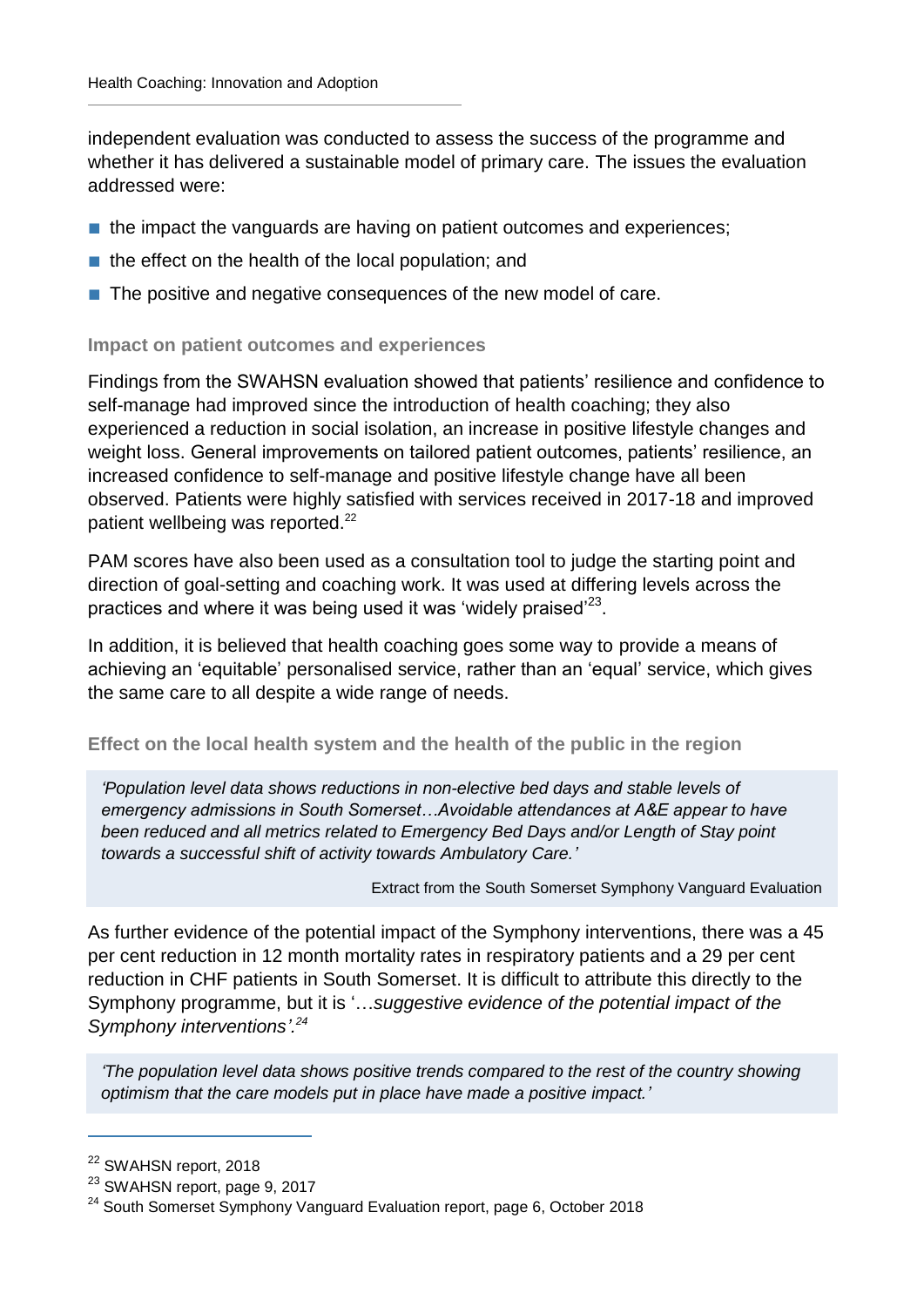independent evaluation was conducted to assess the success of the programme and whether it has delivered a sustainable model of primary care. The issues the evaluation addressed were:

- the impact the vanguards are having on patient outcomes and experiences;
- the effect on the health of the local population; and
- The positive and negative consequences of the new model of care.

### Impact on patient outcomes and experiences

Findings from the SWAHSN evaluation showed that patients' resilience and confidence to self-manage had improved since the introduction of health coaching; they also experienced a reduction in social isolation, an increase in positive lifestyle changes and weight loss. General improvements on tailored patient outcomes, patients' resilience, an increased confidence to self-manage and positive lifestyle change have all been observed. Patients were highly satisfied with services received in 2017-18 and improved patient wellbeing was reported.[22]

PAM scores have also been used as a consultation tool to judge the starting point and direction of goal-setting and coaching work. It was used at differing levels across the practices and where it was being used it was 'widely praised'[23].

In addition, it is believed that health coaching goes some way to provide a means of achieving an 'equitable' personalised service, rather than an 'equal' service, which gives the same care to all despite a wide range of needs.

### Effect on the local health system and the health of the public in the region

> *'Population level data shows reductions in non-elective bed days and stable levels of emergency admissions in South Somerset…Avoidable attendances at A&E appear to have been reduced and all metrics related to Emergency Bed Days and/or Length of Stay point towards a successful shift of activity towards Ambulatory Care.'*
>
> Extract from the South Somerset Symphony Vanguard Evaluation

As further evidence of the potential impact of the Symphony interventions, there was a 45 per cent reduction in 12 month mortality rates in respiratory patients and a 29 per cent reduction in CHF patients in South Somerset. It is difficult to attribute this directly to the Symphony programme, but it is '…*suggestive evidence of the potential impact of the Symphony interventions'.*[24]

> *'The population level data shows positive trends compared to the rest of the country showing optimism that the care models put in place have made a positive impact.'*

---

[22] SWAHSN report, 2018

[23] SWAHSN report, page 9, 2017

[24] South Somerset Symphony Vanguard Evaluation report, page 6, October 2018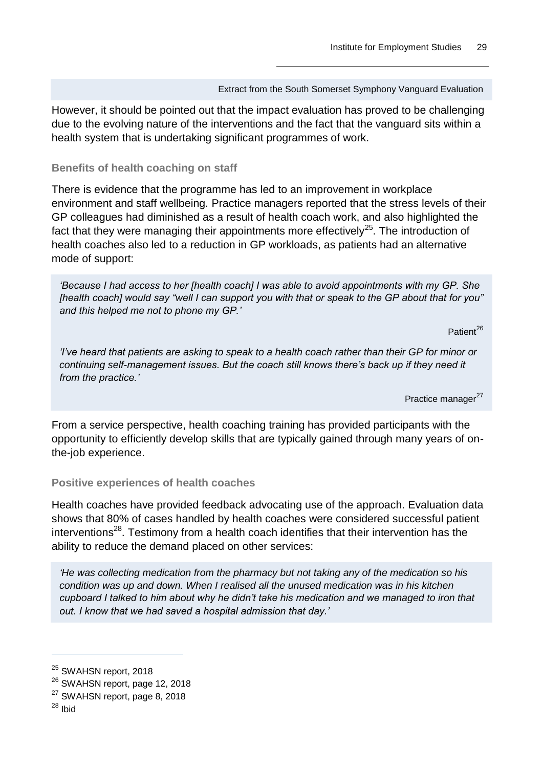Extract from the South Somerset Symphony Vanguard Evaluation

However, it should be pointed out that the impact evaluation has proved to be challenging due to the evolving nature of the interventions and the fact that the vanguard sits within a health system that is undertaking significant programmes of work.

### Benefits of health coaching on staff

There is evidence that the programme has led to an improvement in workplace environment and staff wellbeing. Practice managers reported that the stress levels of their GP colleagues had diminished as a result of health coach work, and also highlighted the fact that they were managing their appointments more effectively[25]. The introduction of health coaches also led to a reduction in GP workloads, as patients had an alternative mode of support:

> *'Because I had access to her [health coach] I was able to avoid appointments with my GP. She [health coach] would say "well I can support you with that or speak to the GP about that for you" and this helped me not to phone my GP.'*
>
> Patient[26]
>
> *'I've heard that patients are asking to speak to a health coach rather than their GP for minor or continuing self-management issues. But the coach still knows there's back up if they need it from the practice.'*
>
> Practice manager[27]

From a service perspective, health coaching training has provided participants with the opportunity to efficiently develop skills that are typically gained through many years of on-the-job experience.

### Positive experiences of health coaches

Health coaches have provided feedback advocating use of the approach. Evaluation data shows that 80% of cases handled by health coaches were considered successful patient interventions[28]. Testimony from a health coach identifies that their intervention has the ability to reduce the demand placed on other services:

> *'He was collecting medication from the pharmacy but not taking any of the medication so his condition was up and down. When I realised all the unused medication was in his kitchen cupboard I talked to him about why he didn't take his medication and we managed to iron that out. I know that we had saved a hospital admission that day.'*

[25] SWAHSN report, 2018

[26] SWAHSN report, page 12, 2018

[27] SWAHSN report, page 8, 2018

[28] Ibid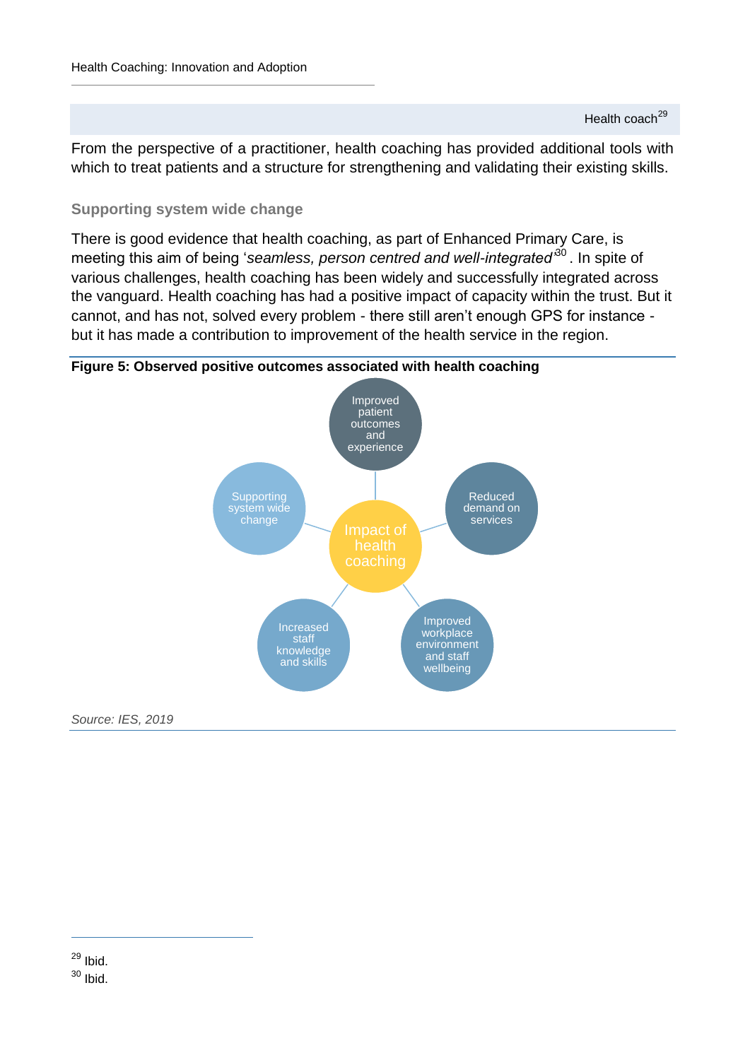Health coach[29]

From the perspective of a practitioner, health coaching has provided additional tools with which to treat patients and a structure for strengthening and validating their existing skills.

### Supporting system wide change

There is good evidence that health coaching, as part of Enhanced Primary Care, is meeting this aim of being '*seamless, person centred and well-integrated*'[30]. In spite of various challenges, health coaching has been widely and successfully integrated across the vanguard. Health coaching has had a positive impact of capacity within the trust. But it cannot, and has not, solved every problem - there still aren't enough GPS for instance - but it has made a contribution to improvement of the health service in the region.

**Figure 5: Observed positive outcomes associated with health coaching**

Impact of health coaching

- Improved patient outcomes and experience
- Reduced demand on services
- Improved workplace environment and staff wellbeing
- Increased staff knowledge and skills
- Supporting system wide change

*Source: IES, 2019*

[29] Ibid.
[30] Ibid.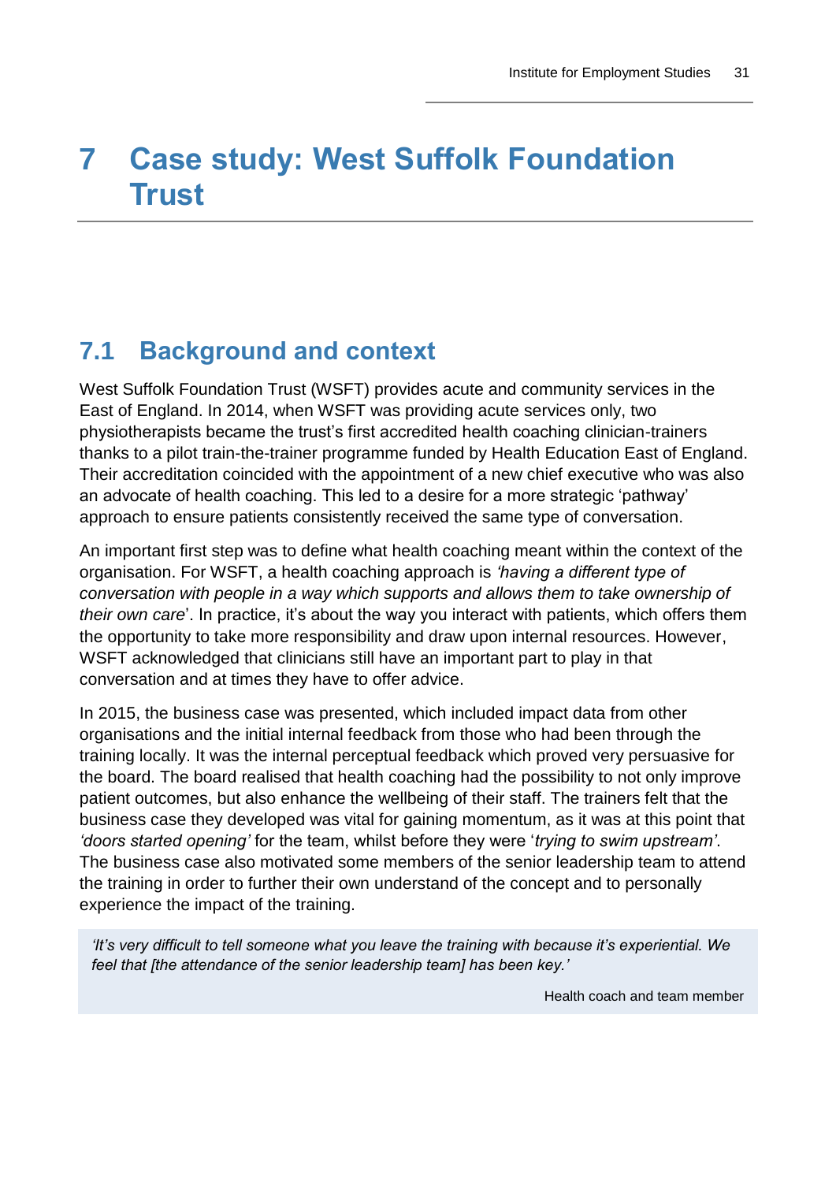# 7 Case study: West Suffolk Foundation Trust

## 7.1 Background and context

West Suffolk Foundation Trust (WSFT) provides acute and community services in the East of England. In 2014, when WSFT was providing acute services only, two physiotherapists became the trust's first accredited health coaching clinician-trainers thanks to a pilot train-the-trainer programme funded by Health Education East of England. Their accreditation coincided with the appointment of a new chief executive who was also an advocate of health coaching. This led to a desire for a more strategic 'pathway' approach to ensure patients consistently received the same type of conversation.

An important first step was to define what health coaching meant within the context of the organisation. For WSFT, a health coaching approach is *'having a different type of conversation with people in a way which supports and allows them to take ownership of their own care*'. In practice, it's about the way you interact with patients, which offers them the opportunity to take more responsibility and draw upon internal resources. However, WSFT acknowledged that clinicians still have an important part to play in that conversation and at times they have to offer advice.

In 2015, the business case was presented, which included impact data from other organisations and the initial internal feedback from those who had been through the training locally. It was the internal perceptual feedback which proved very persuasive for the board. The board realised that health coaching had the possibility to not only improve patient outcomes, but also enhance the wellbeing of their staff. The trainers felt that the business case they developed was vital for gaining momentum, as it was at this point that *'doors started opening'* for the team, whilst before they were '*trying to swim upstream'*. The business case also motivated some members of the senior leadership team to attend the training in order to further their own understand of the concept and to personally experience the impact of the training.

> *'It's very difficult to tell someone what you leave the training with because it's experiential. We feel that [the attendance of the senior leadership team] has been key.'*
>
> Health coach and team member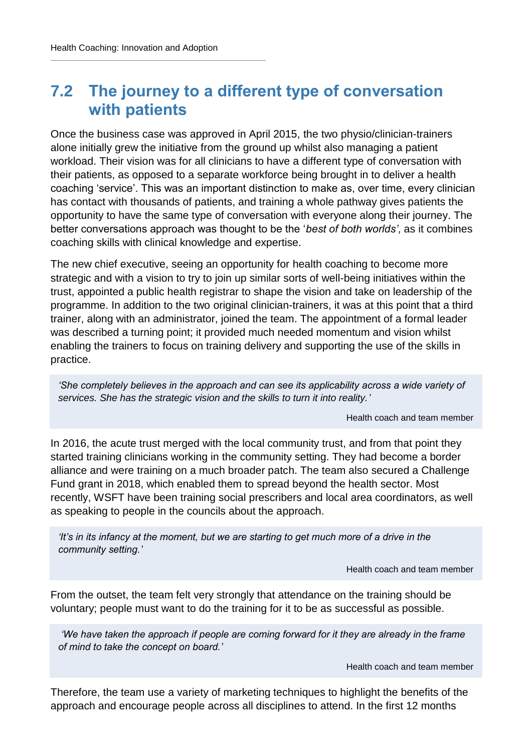## 7.2 The journey to a different type of conversation with patients

Once the business case was approved in April 2015, the two physio/clinician-trainers alone initially grew the initiative from the ground up whilst also managing a patient workload. Their vision was for all clinicians to have a different type of conversation with their patients, as opposed to a separate workforce being brought in to deliver a health coaching 'service'. This was an important distinction to make as, over time, every clinician has contact with thousands of patients, and training a whole pathway gives patients the opportunity to have the same type of conversation with everyone along their journey. The better conversations approach was thought to be the '*best of both worlds'*, as it combines coaching skills with clinical knowledge and expertise.

The new chief executive, seeing an opportunity for health coaching to become more strategic and with a vision to try to join up similar sorts of well-being initiatives within the trust, appointed a public health registrar to shape the vision and take on leadership of the programme. In addition to the two original clinician-trainers, it was at this point that a third trainer, along with an administrator, joined the team. The appointment of a formal leader was described a turning point; it provided much needed momentum and vision whilst enabling the trainers to focus on training delivery and supporting the use of the skills in practice.

> *'She completely believes in the approach and can see its applicability across a wide variety of services. She has the strategic vision and the skills to turn it into reality.'*
>
> Health coach and team member

In 2016, the acute trust merged with the local community trust, and from that point they started training clinicians working in the community setting. They had become a border alliance and were training on a much broader patch. The team also secured a Challenge Fund grant in 2018, which enabled them to spread beyond the health sector. Most recently, WSFT have been training social prescribers and local area coordinators, as well as speaking to people in the councils about the approach.

> *'It's in its infancy at the moment, but we are starting to get much more of a drive in the community setting.'*
>
> Health coach and team member

From the outset, the team felt very strongly that attendance on the training should be voluntary; people must want to do the training for it to be as successful as possible.

> *'We have taken the approach if people are coming forward for it they are already in the frame of mind to take the concept on board.'*
>
> Health coach and team member

Therefore, the team use a variety of marketing techniques to highlight the benefits of the approach and encourage people across all disciplines to attend. In the first 12 months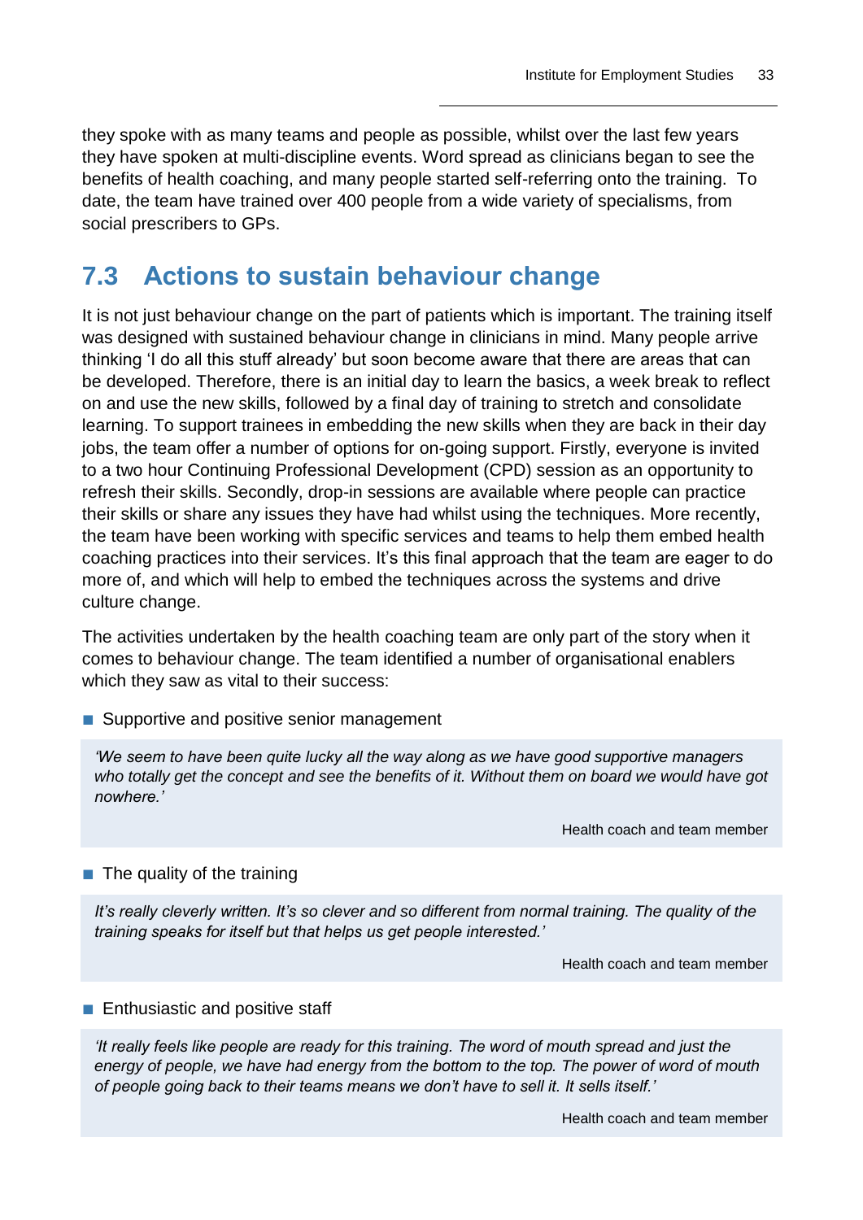they spoke with as many teams and people as possible, whilst over the last few years they have spoken at multi-discipline events. Word spread as clinicians began to see the benefits of health coaching, and many people started self-referring onto the training. To date, the team have trained over 400 people from a wide variety of specialisms, from social prescribers to GPs.

## 7.3 Actions to sustain behaviour change

It is not just behaviour change on the part of patients which is important. The training itself was designed with sustained behaviour change in clinicians in mind. Many people arrive thinking 'I do all this stuff already' but soon become aware that there are areas that can be developed. Therefore, there is an initial day to learn the basics, a week break to reflect on and use the new skills, followed by a final day of training to stretch and consolidate learning. To support trainees in embedding the new skills when they are back in their day jobs, the team offer a number of options for on-going support. Firstly, everyone is invited to a two hour Continuing Professional Development (CPD) session as an opportunity to refresh their skills. Secondly, drop-in sessions are available where people can practice their skills or share any issues they have had whilst using the techniques. More recently, the team have been working with specific services and teams to help them embed health coaching practices into their services. It's this final approach that the team are eager to do more of, and which will help to embed the techniques across the systems and drive culture change.

The activities undertaken by the health coaching team are only part of the story when it comes to behaviour change. The team identified a number of organisational enablers which they saw as vital to their success:

- Supportive and positive senior management

> *'We seem to have been quite lucky all the way along as we have good supportive managers who totally get the concept and see the benefits of it. Without them on board we would have got nowhere.'*
>
> Health coach and team member

- The quality of the training

> *It's really cleverly written. It's so clever and so different from normal training. The quality of the training speaks for itself but that helps us get people interested.'*
>
> Health coach and team member

- Enthusiastic and positive staff

> *'It really feels like people are ready for this training. The word of mouth spread and just the energy of people, we have had energy from the bottom to the top. The power of word of mouth of people going back to their teams means we don't have to sell it. It sells itself.'*
>
> Health coach and team member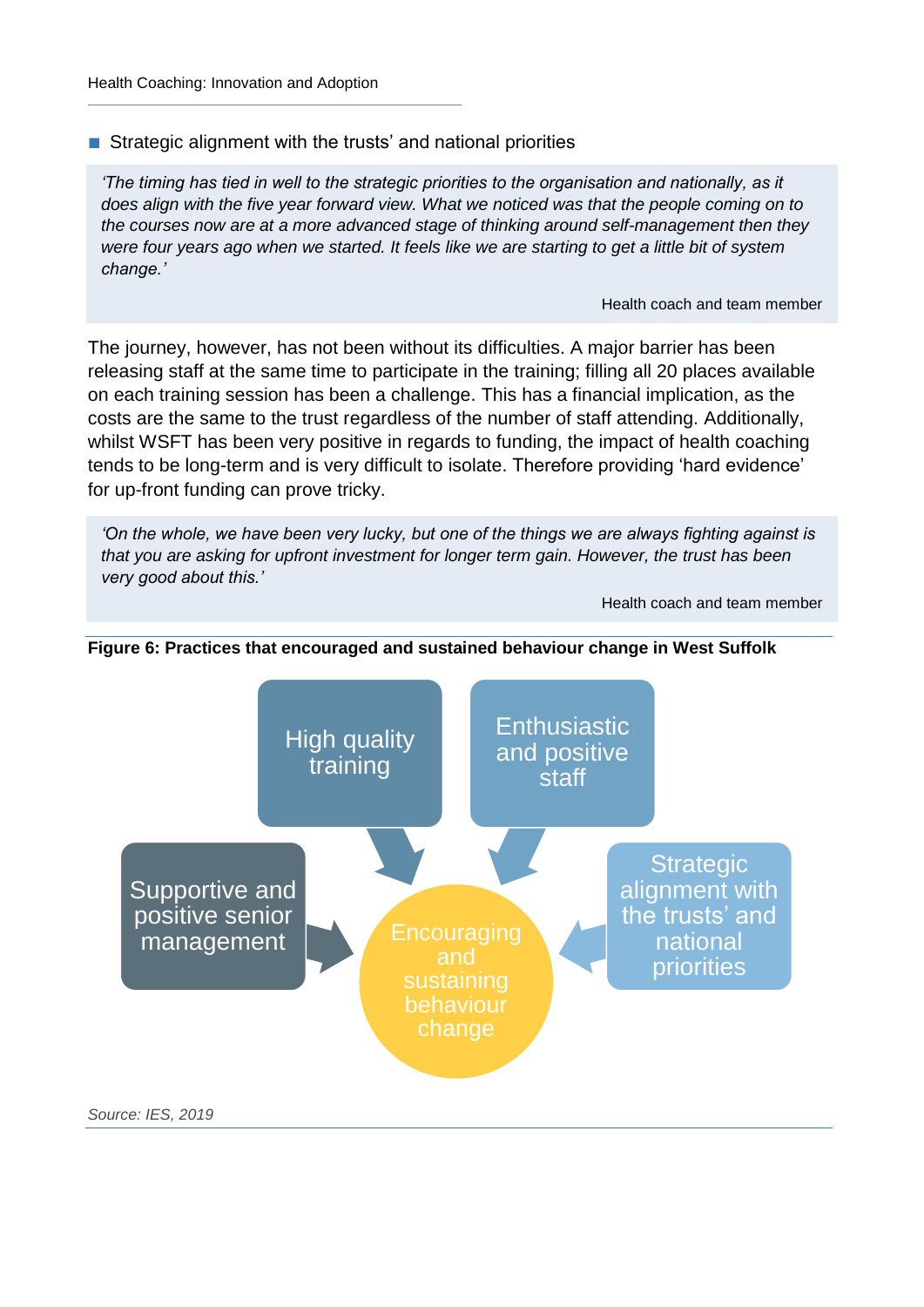- Strategic alignment with the trusts' and national priorities

> *'The timing has tied in well to the strategic priorities to the organisation and nationally, as it does align with the five year forward view. What we noticed was that the people coming on to the courses now are at a more advanced stage of thinking around self-management then they were four years ago when we started. It feels like we are starting to get a little bit of system change.'*
>
> Health coach and team member

The journey, however, has not been without its difficulties. A major barrier has been releasing staff at the same time to participate in the training; filling all 20 places available on each training session has been a challenge. This has a financial implication, as the costs are the same to the trust regardless of the number of staff attending. Additionally, whilst WSFT has been very positive in regards to funding, the impact of health coaching tends to be long-term and is very difficult to isolate. Therefore providing 'hard evidence' for up-front funding can prove tricky.

> *'On the whole, we have been very lucky, but one of the things we are always fighting against is that you are asking for upfront investment for longer term gain. However, the trust has been very good about this.'*
>
> Health coach and team member

**Figure 6: Practices that encouraged and sustained behaviour change in West Suffolk**

- High quality training
- Enthusiastic and positive staff
- Supportive and positive senior management
- Strategic alignment with the trusts' and national priorities

→ Encouraging and sustaining behaviour change

*Source: IES, 2019*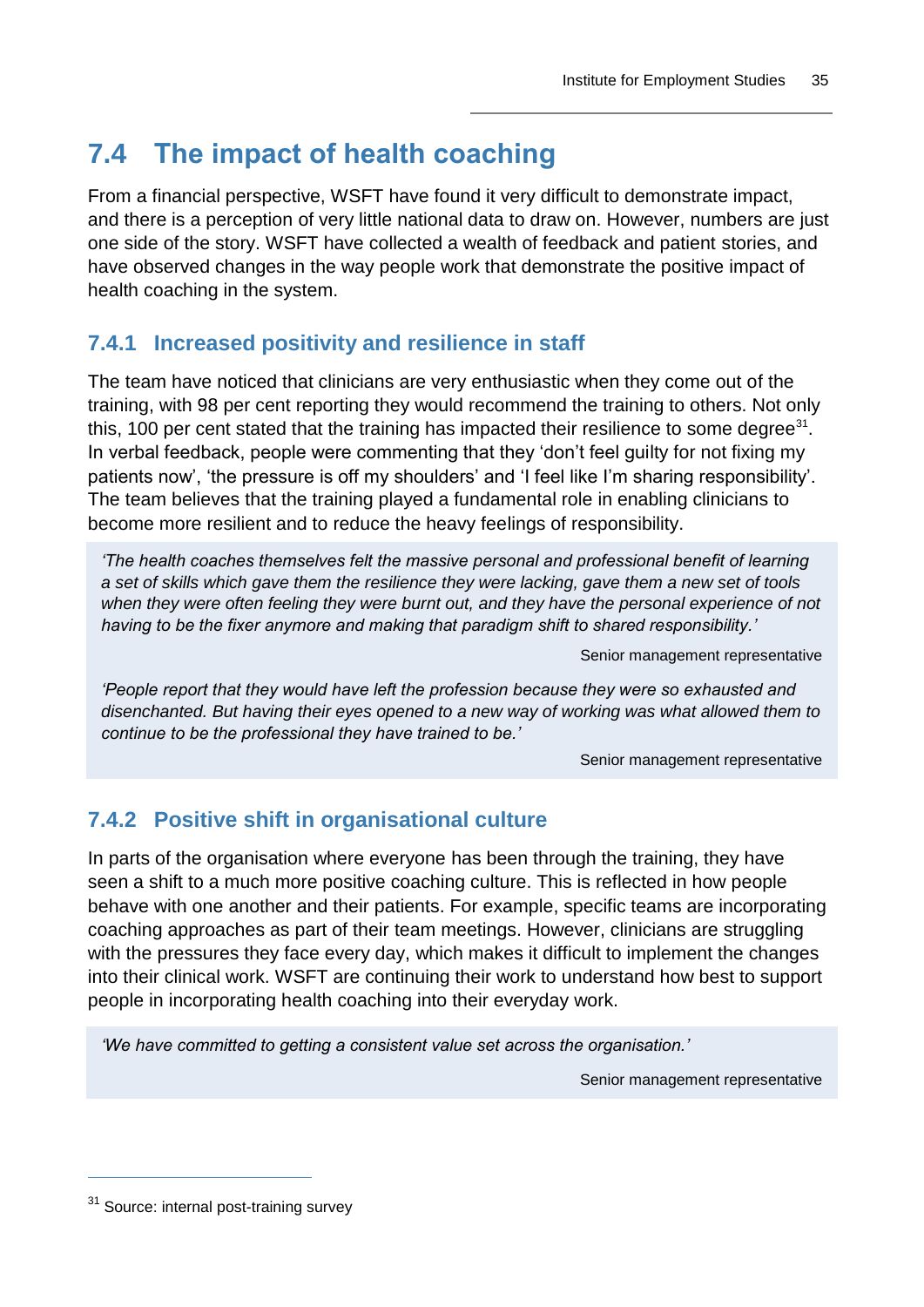## 7.4 The impact of health coaching

From a financial perspective, WSFT have found it very difficult to demonstrate impact, and there is a perception of very little national data to draw on. However, numbers are just one side of the story. WSFT have collected a wealth of feedback and patient stories, and have observed changes in the way people work that demonstrate the positive impact of health coaching in the system.

### 7.4.1 Increased positivity and resilience in staff

The team have noticed that clinicians are very enthusiastic when they come out of the training, with 98 per cent reporting they would recommend the training to others. Not only this, 100 per cent stated that the training has impacted their resilience to some degree[31]. In verbal feedback, people were commenting that they 'don't feel guilty for not fixing my patients now', 'the pressure is off my shoulders' and 'I feel like I'm sharing responsibility'. The team believes that the training played a fundamental role in enabling clinicians to become more resilient and to reduce the heavy feelings of responsibility.

> *'The health coaches themselves felt the massive personal and professional benefit of learning a set of skills which gave them the resilience they were lacking, gave them a new set of tools when they were often feeling they were burnt out, and they have the personal experience of not having to be the fixer anymore and making that paradigm shift to shared responsibility.'*
>
> Senior management representative
>
> *'People report that they would have left the profession because they were so exhausted and disenchanted. But having their eyes opened to a new way of working was what allowed them to continue to be the professional they have trained to be.'*
>
> Senior management representative

### 7.4.2 Positive shift in organisational culture

In parts of the organisation where everyone has been through the training, they have seen a shift to a much more positive coaching culture. This is reflected in how people behave with one another and their patients. For example, specific teams are incorporating coaching approaches as part of their team meetings. However, clinicians are struggling with the pressures they face every day, which makes it difficult to implement the changes into their clinical work. WSFT are continuing their work to understand how best to support people in incorporating health coaching into their everyday work.

> *'We have committed to getting a consistent value set across the organisation.'*
>
> Senior management representative

[31] Source: internal post-training survey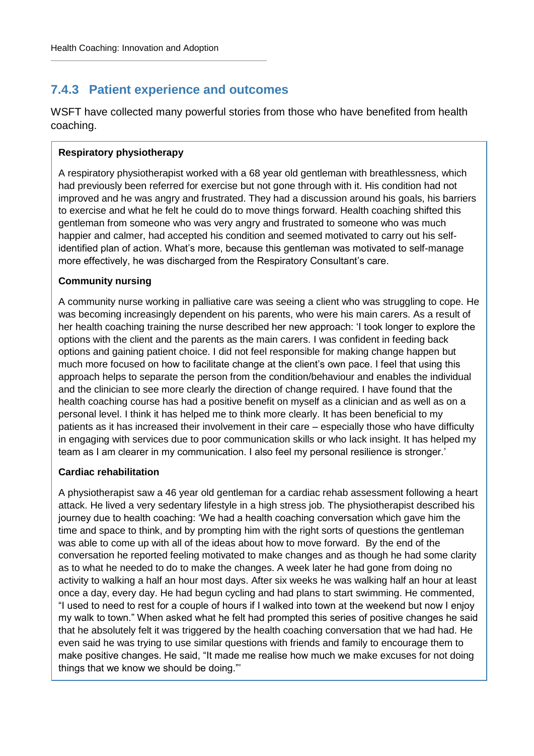### 7.4.3 Patient experience and outcomes

WSFT have collected many powerful stories from those who have benefited from health coaching.

**Respiratory physiotherapy**

A respiratory physiotherapist worked with a 68 year old gentleman with breathlessness, which had previously been referred for exercise but not gone through with it. His condition had not improved and he was angry and frustrated. They had a discussion around his goals, his barriers to exercise and what he felt he could do to move things forward. Health coaching shifted this gentleman from someone who was very angry and frustrated to someone who was much happier and calmer, had accepted his condition and seemed motivated to carry out his self-identified plan of action. What's more, because this gentleman was motivated to self-manage more effectively, he was discharged from the Respiratory Consultant's care.

**Community nursing**

A community nurse working in palliative care was seeing a client who was struggling to cope. He was becoming increasingly dependent on his parents, who were his main carers. As a result of her health coaching training the nurse described her new approach: 'I took longer to explore the options with the client and the parents as the main carers. I was confident in feeding back options and gaining patient choice. I did not feel responsible for making change happen but much more focused on how to facilitate change at the client's own pace. I feel that using this approach helps to separate the person from the condition/behaviour and enables the individual and the clinician to see more clearly the direction of change required. I have found that the health coaching course has had a positive benefit on myself as a clinician and as well as on a personal level. I think it has helped me to think more clearly. It has been beneficial to my patients as it has increased their involvement in their care – especially those who have difficulty in engaging with services due to poor communication skills or who lack insight. It has helped my team as I am clearer in my communication. I also feel my personal resilience is stronger.'

**Cardiac rehabilitation**

A physiotherapist saw a 46 year old gentleman for a cardiac rehab assessment following a heart attack. He lived a very sedentary lifestyle in a high stress job. The physiotherapist described his journey due to health coaching: 'We had a health coaching conversation which gave him the time and space to think, and by prompting him with the right sorts of questions the gentleman was able to come up with all of the ideas about how to move forward. By the end of the conversation he reported feeling motivated to make changes and as though he had some clarity as to what he needed to do to make the changes. A week later he had gone from doing no activity to walking a half an hour most days. After six weeks he was walking half an hour at least once a day, every day. He had begun cycling and had plans to start swimming. He commented, "I used to need to rest for a couple of hours if I walked into town at the weekend but now I enjoy my walk to town." When asked what he felt had prompted this series of positive changes he said that he absolutely felt it was triggered by the health coaching conversation that we had had. He even said he was trying to use similar questions with friends and family to encourage them to make positive changes. He said, "It made me realise how much we make excuses for not doing things that we know we should be doing."'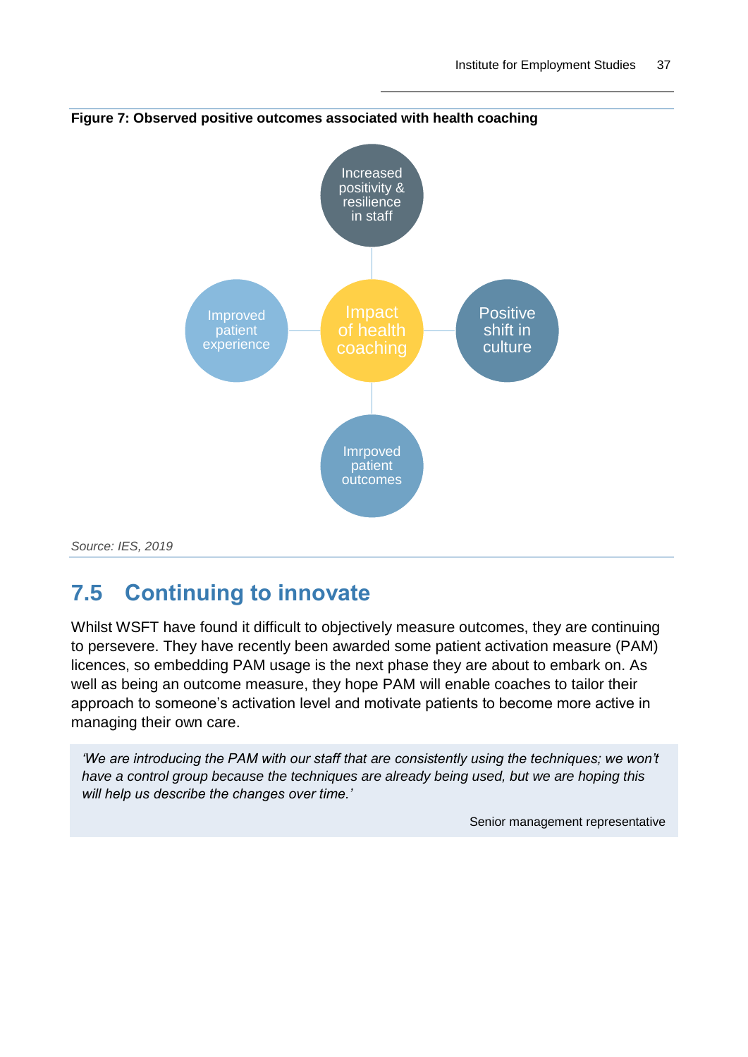**Figure 7: Observed positive outcomes associated with health coaching**

Increased positivity & resilience in staff

Improved patient experience

Impact of health coaching

Positive shift in culture

Imrpoved patient outcomes

*Source: IES, 2019*

## 7.5 Continuing to innovate

Whilst WSFT have found it difficult to objectively measure outcomes, they are continuing to persevere. They have recently been awarded some patient activation measure (PAM) licences, so embedding PAM usage is the next phase they are about to embark on. As well as being an outcome measure, they hope PAM will enable coaches to tailor their approach to someone's activation level and motivate patients to become more active in managing their own care.

> *'We are introducing the PAM with our staff that are consistently using the techniques; we won't have a control group because the techniques are already being used, but we are hoping this will help us describe the changes over time.'*
>
> Senior management representative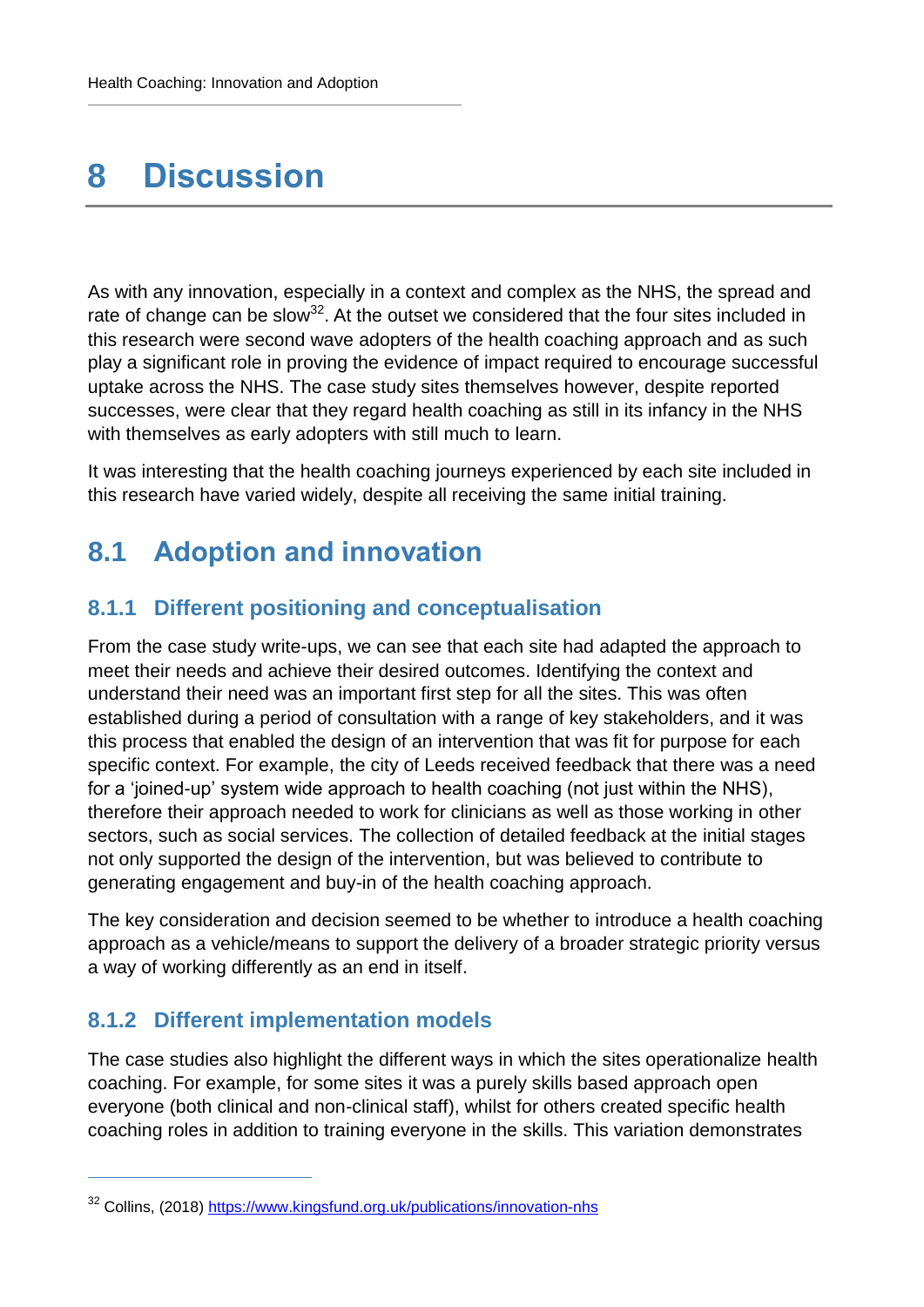# 8 Discussion

As with any innovation, especially in a context and complex as the NHS, the spread and rate of change can be slow[32]. At the outset we considered that the four sites included in this research were second wave adopters of the health coaching approach and as such play a significant role in proving the evidence of impact required to encourage successful uptake across the NHS. The case study sites themselves however, despite reported successes, were clear that they regard health coaching as still in its infancy in the NHS with themselves as early adopters with still much to learn.

It was interesting that the health coaching journeys experienced by each site included in this research have varied widely, despite all receiving the same initial training.

## 8.1 Adoption and innovation

### 8.1.1 Different positioning and conceptualisation

From the case study write-ups, we can see that each site had adapted the approach to meet their needs and achieve their desired outcomes. Identifying the context and understand their need was an important first step for all the sites. This was often established during a period of consultation with a range of key stakeholders, and it was this process that enabled the design of an intervention that was fit for purpose for each specific context. For example, the city of Leeds received feedback that there was a need for a 'joined-up' system wide approach to health coaching (not just within the NHS), therefore their approach needed to work for clinicians as well as those working in other sectors, such as social services. The collection of detailed feedback at the initial stages not only supported the design of the intervention, but was believed to contribute to generating engagement and buy-in of the health coaching approach.

The key consideration and decision seemed to be whether to introduce a health coaching approach as a vehicle/means to support the delivery of a broader strategic priority versus a way of working differently as an end in itself.

### 8.1.2 Different implementation models

The case studies also highlight the different ways in which the sites operationalize health coaching. For example, for some sites it was a purely skills based approach open everyone (both clinical and non-clinical staff), whilst for others created specific health coaching roles in addition to training everyone in the skills. This variation demonstrates

[32] Collins, (2018) https://www.kingsfund.org.uk/publications/innovation-nhs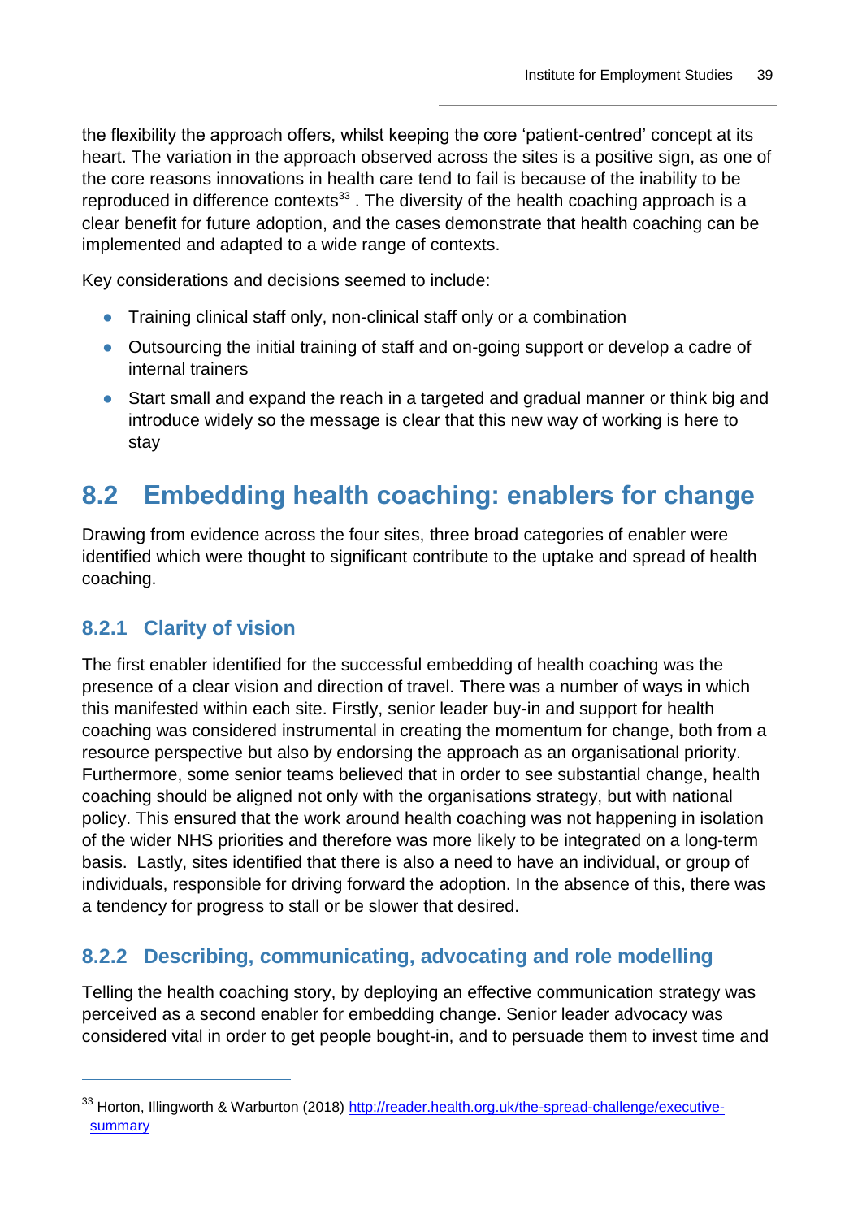the flexibility the approach offers, whilst keeping the core 'patient-centred' concept at its heart. The variation in the approach observed across the sites is a positive sign, as one of the core reasons innovations in health care tend to fail is because of the inability to be reproduced in difference contexts[33] . The diversity of the health coaching approach is a clear benefit for future adoption, and the cases demonstrate that health coaching can be implemented and adapted to a wide range of contexts.

Key considerations and decisions seemed to include:

- Training clinical staff only, non-clinical staff only or a combination
- Outsourcing the initial training of staff and on-going support or develop a cadre of internal trainers
- Start small and expand the reach in a targeted and gradual manner or think big and introduce widely so the message is clear that this new way of working is here to stay

## 8.2 Embedding health coaching: enablers for change

Drawing from evidence across the four sites, three broad categories of enabler were identified which were thought to significant contribute to the uptake and spread of health coaching.

### 8.2.1 Clarity of vision

The first enabler identified for the successful embedding of health coaching was the presence of a clear vision and direction of travel. There was a number of ways in which this manifested within each site. Firstly, senior leader buy-in and support for health coaching was considered instrumental in creating the momentum for change, both from a resource perspective but also by endorsing the approach as an organisational priority. Furthermore, some senior teams believed that in order to see substantial change, health coaching should be aligned not only with the organisations strategy, but with national policy. This ensured that the work around health coaching was not happening in isolation of the wider NHS priorities and therefore was more likely to be integrated on a long-term basis. Lastly, sites identified that there is also a need to have an individual, or group of individuals, responsible for driving forward the adoption. In the absence of this, there was a tendency for progress to stall or be slower that desired.

### 8.2.2 Describing, communicating, advocating and role modelling

Telling the health coaching story, by deploying an effective communication strategy was perceived as a second enabler for embedding change. Senior leader advocacy was considered vital in order to get people bought-in, and to persuade them to invest time and

---

[33] Horton, Illingworth & Warburton (2018) http://reader.health.org.uk/the-spread-challenge/executive-summary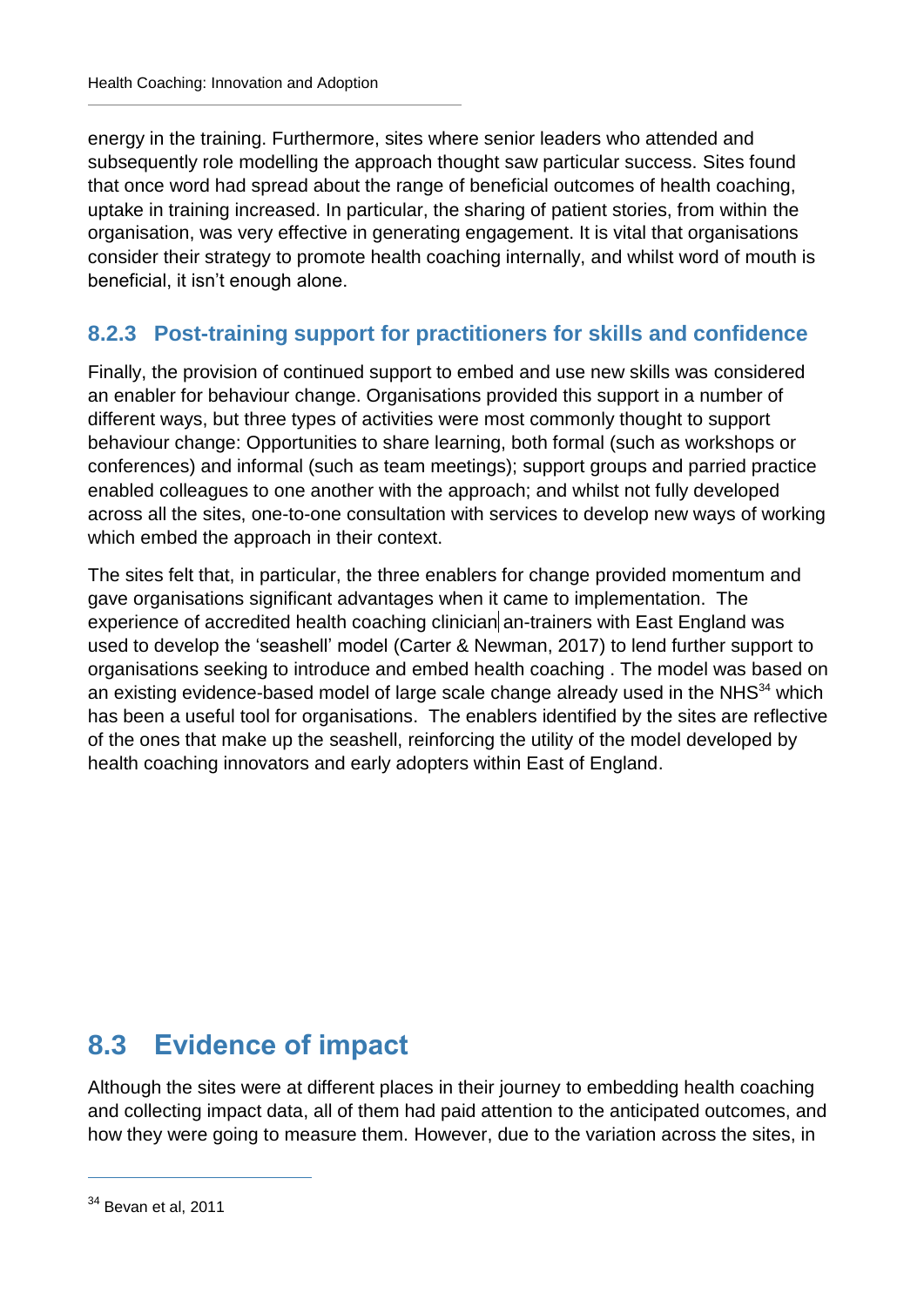energy in the training. Furthermore, sites where senior leaders who attended and subsequently role modelling the approach thought saw particular success. Sites found that once word had spread about the range of beneficial outcomes of health coaching, uptake in training increased. In particular, the sharing of patient stories, from within the organisation, was very effective in generating engagement. It is vital that organisations consider their strategy to promote health coaching internally, and whilst word of mouth is beneficial, it isn't enough alone.

### 8.2.3 Post-training support for practitioners for skills and confidence

Finally, the provision of continued support to embed and use new skills was considered an enabler for behaviour change. Organisations provided this support in a number of different ways, but three types of activities were most commonly thought to support behaviour change: Opportunities to share learning, both formal (such as workshops or conferences) and informal (such as team meetings); support groups and parried practice enabled colleagues to one another with the approach; and whilst not fully developed across all the sites, one-to-one consultation with services to develop new ways of working which embed the approach in their context.

The sites felt that, in particular, the three enablers for change provided momentum and gave organisations significant advantages when it came to implementation. The experience of accredited health coaching clinician an-trainers with East England was used to develop the 'seashell' model (Carter & Newman, 2017) to lend further support to organisations seeking to introduce and embed health coaching . The model was based on an existing evidence-based model of large scale change already used in the NHS[34] which has been a useful tool for organisations. The enablers identified by the sites are reflective of the ones that make up the seashell, reinforcing the utility of the model developed by health coaching innovators and early adopters within East of England.

## 8.3 Evidence of impact

Although the sites were at different places in their journey to embedding health coaching and collecting impact data, all of them had paid attention to the anticipated outcomes, and how they were going to measure them. However, due to the variation across the sites, in

[34] Bevan et al, 2011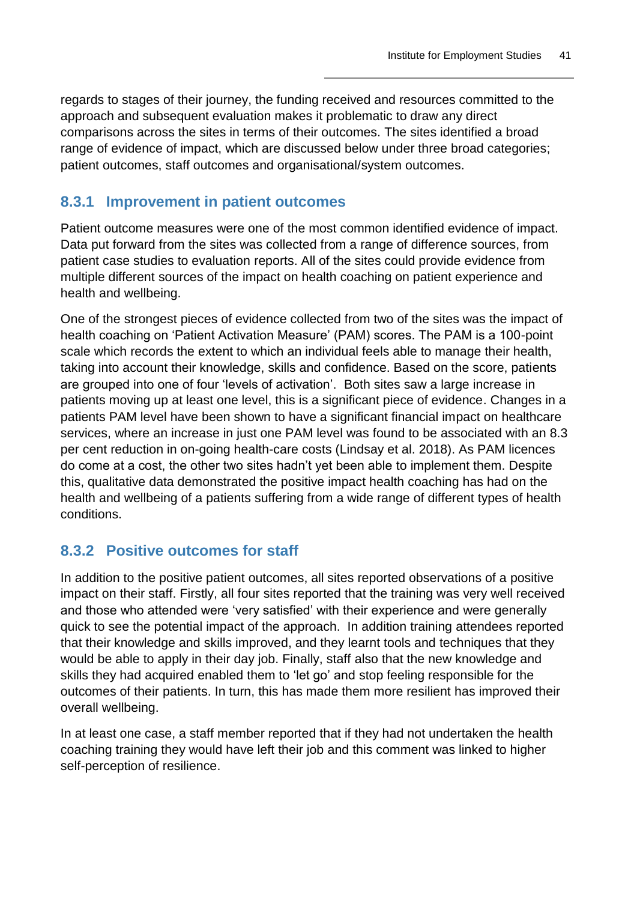regards to stages of their journey, the funding received and resources committed to the approach and subsequent evaluation makes it problematic to draw any direct comparisons across the sites in terms of their outcomes. The sites identified a broad range of evidence of impact, which are discussed below under three broad categories; patient outcomes, staff outcomes and organisational/system outcomes.

### 8.3.1 Improvement in patient outcomes

Patient outcome measures were one of the most common identified evidence of impact. Data put forward from the sites was collected from a range of difference sources, from patient case studies to evaluation reports. All of the sites could provide evidence from multiple different sources of the impact on health coaching on patient experience and health and wellbeing.

One of the strongest pieces of evidence collected from two of the sites was the impact of health coaching on 'Patient Activation Measure' (PAM) scores. The PAM is a 100-point scale which records the extent to which an individual feels able to manage their health, taking into account their knowledge, skills and confidence. Based on the score, patients are grouped into one of four 'levels of activation'. Both sites saw a large increase in patients moving up at least one level, this is a significant piece of evidence. Changes in a patients PAM level have been shown to have a significant financial impact on healthcare services, where an increase in just one PAM level was found to be associated with an 8.3 per cent reduction in on-going health-care costs (Lindsay et al. 2018). As PAM licences do come at a cost, the other two sites hadn't yet been able to implement them. Despite this, qualitative data demonstrated the positive impact health coaching has had on the health and wellbeing of a patients suffering from a wide range of different types of health conditions.

### 8.3.2 Positive outcomes for staff

In addition to the positive patient outcomes, all sites reported observations of a positive impact on their staff. Firstly, all four sites reported that the training was very well received and those who attended were 'very satisfied' with their experience and were generally quick to see the potential impact of the approach. In addition training attendees reported that their knowledge and skills improved, and they learnt tools and techniques that they would be able to apply in their day job. Finally, staff also that the new knowledge and skills they had acquired enabled them to 'let go' and stop feeling responsible for the outcomes of their patients. In turn, this has made them more resilient has improved their overall wellbeing.

In at least one case, a staff member reported that if they had not undertaken the health coaching training they would have left their job and this comment was linked to higher self-perception of resilience.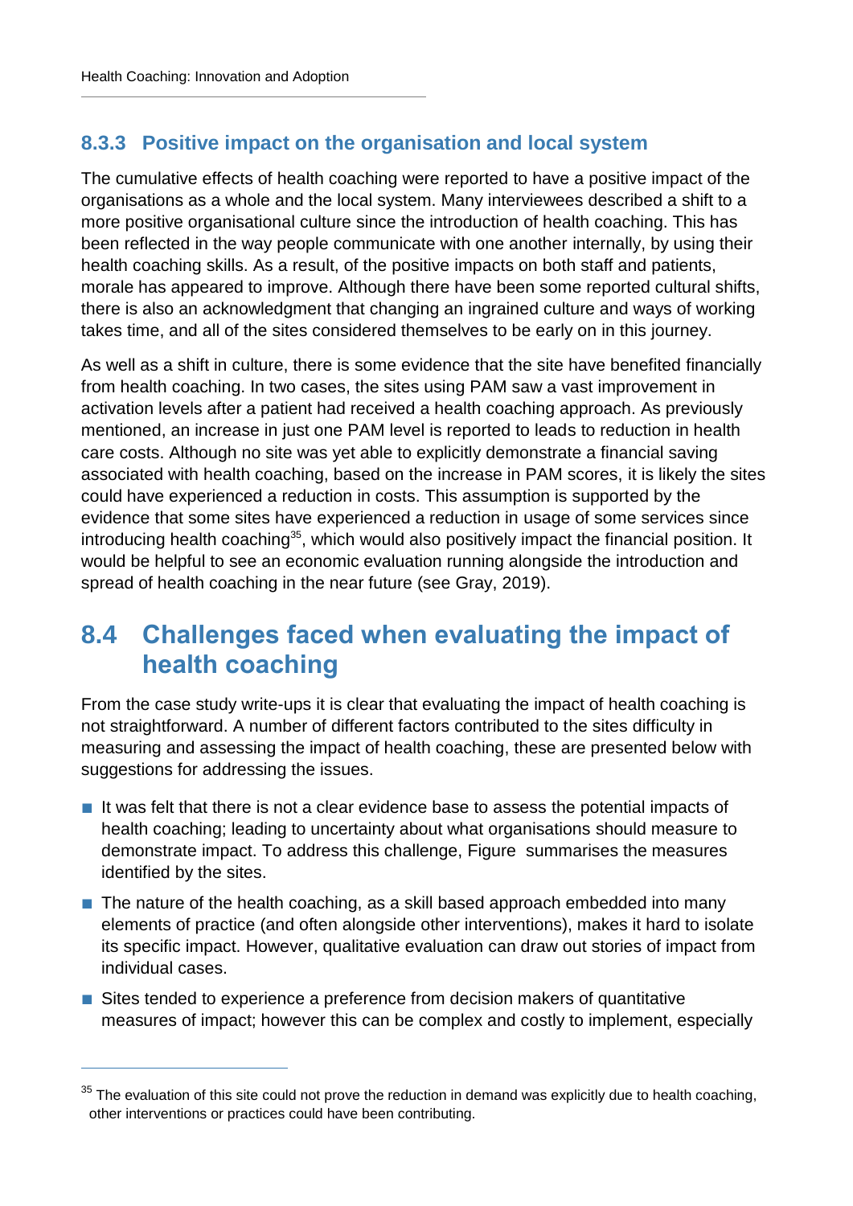### 8.3.3 Positive impact on the organisation and local system

The cumulative effects of health coaching were reported to have a positive impact of the organisations as a whole and the local system. Many interviewees described a shift to a more positive organisational culture since the introduction of health coaching. This has been reflected in the way people communicate with one another internally, by using their health coaching skills. As a result, of the positive impacts on both staff and patients, morale has appeared to improve. Although there have been some reported cultural shifts, there is also an acknowledgment that changing an ingrained culture and ways of working takes time, and all of the sites considered themselves to be early on in this journey.

As well as a shift in culture, there is some evidence that the site have benefited financially from health coaching. In two cases, the sites using PAM saw a vast improvement in activation levels after a patient had received a health coaching approach. As previously mentioned, an increase in just one PAM level is reported to leads to reduction in health care costs. Although no site was yet able to explicitly demonstrate a financial saving associated with health coaching, based on the increase in PAM scores, it is likely the sites could have experienced a reduction in costs. This assumption is supported by the evidence that some sites have experienced a reduction in usage of some services since introducing health coaching[35], which would also positively impact the financial position. It would be helpful to see an economic evaluation running alongside the introduction and spread of health coaching in the near future (see Gray, 2019).

## 8.4 Challenges faced when evaluating the impact of health coaching

From the case study write-ups it is clear that evaluating the impact of health coaching is not straightforward. A number of different factors contributed to the sites difficulty in measuring and assessing the impact of health coaching, these are presented below with suggestions for addressing the issues.

- It was felt that there is not a clear evidence base to assess the potential impacts of health coaching; leading to uncertainty about what organisations should measure to demonstrate impact. To address this challenge, Figure  summarises the measures identified by the sites.
- The nature of the health coaching, as a skill based approach embedded into many elements of practice (and often alongside other interventions), makes it hard to isolate its specific impact. However, qualitative evaluation can draw out stories of impact from individual cases.
- Sites tended to experience a preference from decision makers of quantitative measures of impact; however this can be complex and costly to implement, especially

[35] The evaluation of this site could not prove the reduction in demand was explicitly due to health coaching, other interventions or practices could have been contributing.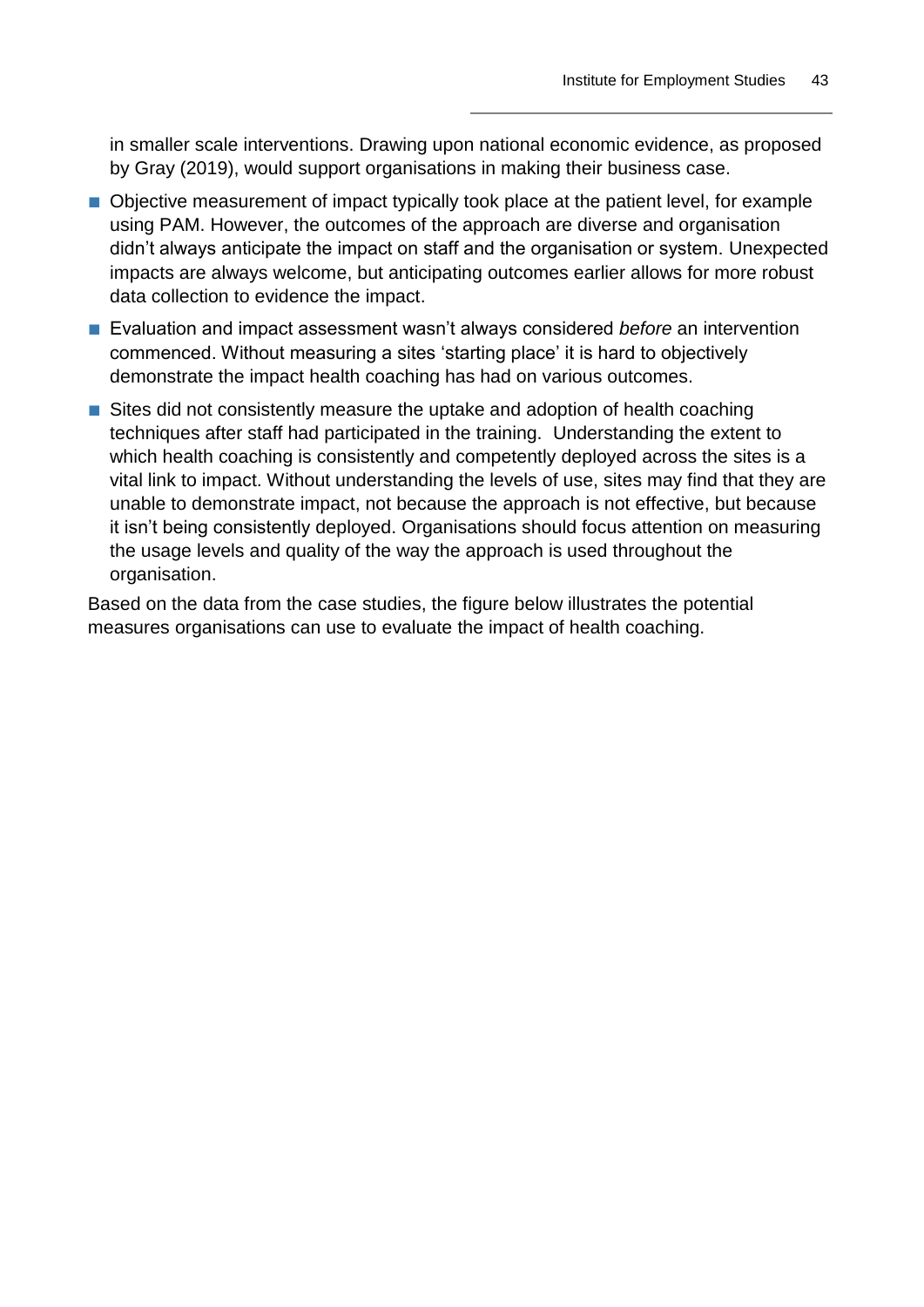in smaller scale interventions. Drawing upon national economic evidence, as proposed by Gray (2019), would support organisations in making their business case.

- Objective measurement of impact typically took place at the patient level, for example using PAM. However, the outcomes of the approach are diverse and organisation didn't always anticipate the impact on staff and the organisation or system. Unexpected impacts are always welcome, but anticipating outcomes earlier allows for more robust data collection to evidence the impact.
- Evaluation and impact assessment wasn't always considered *before* an intervention commenced. Without measuring a sites 'starting place' it is hard to objectively demonstrate the impact health coaching has had on various outcomes.
- Sites did not consistently measure the uptake and adoption of health coaching techniques after staff had participated in the training. Understanding the extent to which health coaching is consistently and competently deployed across the sites is a vital link to impact. Without understanding the levels of use, sites may find that they are unable to demonstrate impact, not because the approach is not effective, but because it isn't being consistently deployed. Organisations should focus attention on measuring the usage levels and quality of the way the approach is used throughout the organisation.

Based on the data from the case studies, the figure below illustrates the potential measures organisations can use to evaluate the impact of health coaching.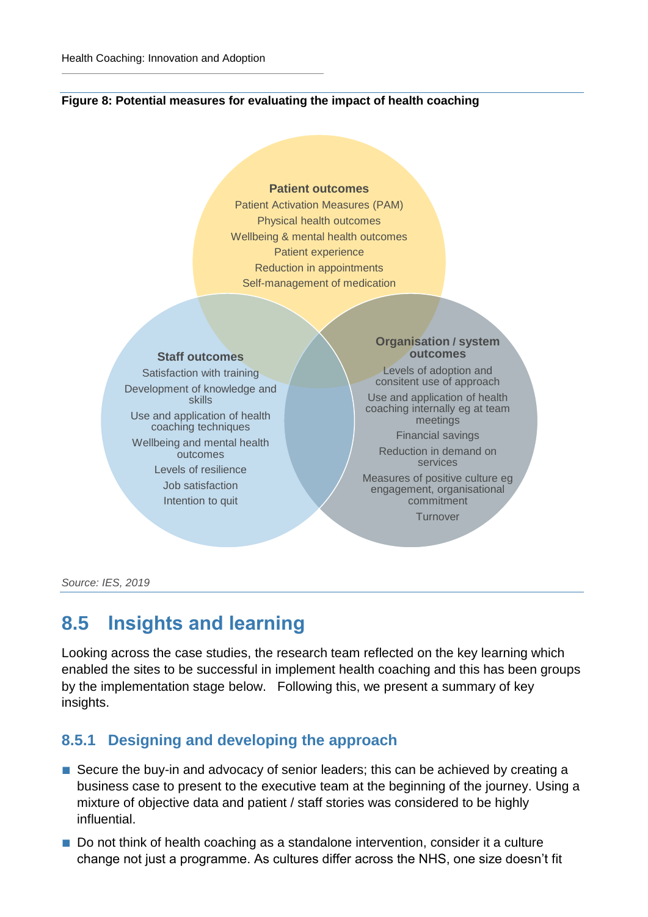**Figure 8: Potential measures for evaluating the impact of health coaching**

**Patient outcomes**
Patient Activation Measures (PAM)
Physical health outcomes
Wellbeing & mental health outcomes
Patient experience
Reduction in appointments
Self-management of medication

**Staff outcomes**
Satisfaction with training
Development of knowledge and skills
Use and application of health coaching techniques
Wellbeing and mental health outcomes
Levels of resilience
Job satisfaction
Intention to quit

**Organisation / system outcomes**
Levels of adoption and consitent use of approach
Use and application of health coaching internally eg at team meetings
Financial savings
Reduction in demand on services
Measures of positive culture eg engagement, organisational commitment
Turnover

*Source: IES, 2019*

## 8.5 Insights and learning

Looking across the case studies, the research team reflected on the key learning which enabled the sites to be successful in implement health coaching and this has been groups by the implementation stage below. Following this, we present a summary of key insights.

### 8.5.1 Designing and developing the approach

- Secure the buy-in and advocacy of senior leaders; this can be achieved by creating a business case to present to the executive team at the beginning of the journey. Using a mixture of objective data and patient / staff stories was considered to be highly influential.
- Do not think of health coaching as a standalone intervention, consider it a culture change not just a programme. As cultures differ across the NHS, one size doesn't fit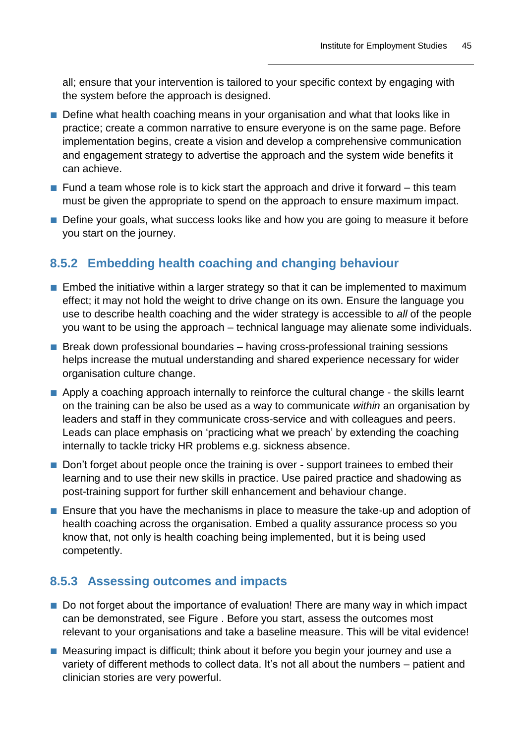all; ensure that your intervention is tailored to your specific context by engaging with the system before the approach is designed.

- Define what health coaching means in your organisation and what that looks like in practice; create a common narrative to ensure everyone is on the same page. Before implementation begins, create a vision and develop a comprehensive communication and engagement strategy to advertise the approach and the system wide benefits it can achieve.
- Fund a team whose role is to kick start the approach and drive it forward – this team must be given the appropriate to spend on the approach to ensure maximum impact.
- Define your goals, what success looks like and how you are going to measure it before you start on the journey.

### 8.5.2 Embedding health coaching and changing behaviour

- Embed the initiative within a larger strategy so that it can be implemented to maximum effect; it may not hold the weight to drive change on its own. Ensure the language you use to describe health coaching and the wider strategy is accessible to *all* of the people you want to be using the approach – technical language may alienate some individuals.
- Break down professional boundaries – having cross-professional training sessions helps increase the mutual understanding and shared experience necessary for wider organisation culture change.
- Apply a coaching approach internally to reinforce the cultural change - the skills learnt on the training can be also be used as a way to communicate *within* an organisation by leaders and staff in they communicate cross-service and with colleagues and peers. Leads can place emphasis on 'practicing what we preach' by extending the coaching internally to tackle tricky HR problems e.g. sickness absence.
- Don't forget about people once the training is over - support trainees to embed their learning and to use their new skills in practice. Use paired practice and shadowing as post-training support for further skill enhancement and behaviour change.
- Ensure that you have the mechanisms in place to measure the take-up and adoption of health coaching across the organisation. Embed a quality assurance process so you know that, not only is health coaching being implemented, but it is being used competently.

### 8.5.3 Assessing outcomes and impacts

- Do not forget about the importance of evaluation! There are many way in which impact can be demonstrated, see Figure . Before you start, assess the outcomes most relevant to your organisations and take a baseline measure. This will be vital evidence!
- Measuring impact is difficult; think about it before you begin your journey and use a variety of different methods to collect data. It's not all about the numbers – patient and clinician stories are very powerful.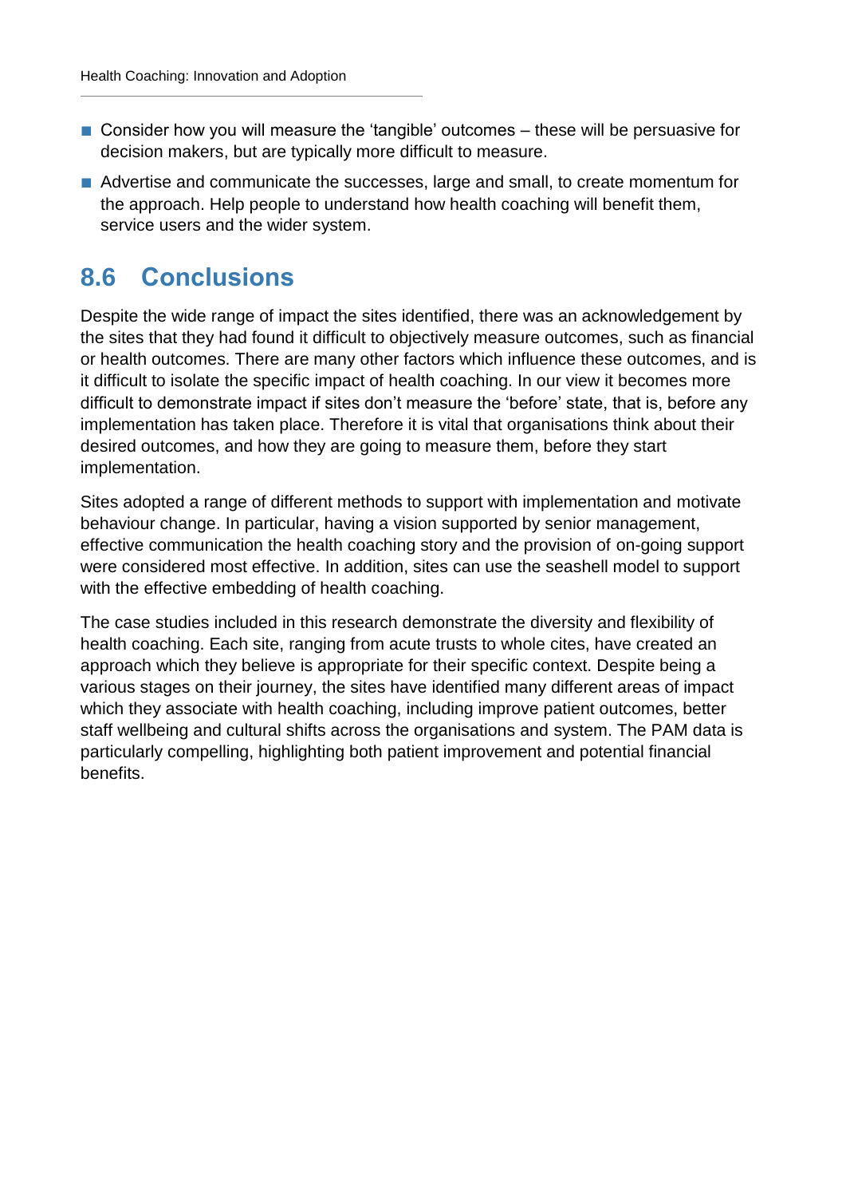- Consider how you will measure the 'tangible' outcomes – these will be persuasive for decision makers, but are typically more difficult to measure.
- Advertise and communicate the successes, large and small, to create momentum for the approach. Help people to understand how health coaching will benefit them, service users and the wider system.

## 8.6 Conclusions

Despite the wide range of impact the sites identified, there was an acknowledgement by the sites that they had found it difficult to objectively measure outcomes, such as financial or health outcomes. There are many other factors which influence these outcomes, and is it difficult to isolate the specific impact of health coaching. In our view it becomes more difficult to demonstrate impact if sites don't measure the 'before' state, that is, before any implementation has taken place. Therefore it is vital that organisations think about their desired outcomes, and how they are going to measure them, before they start implementation.

Sites adopted a range of different methods to support with implementation and motivate behaviour change. In particular, having a vision supported by senior management, effective communication the health coaching story and the provision of on-going support were considered most effective. In addition, sites can use the seashell model to support with the effective embedding of health coaching.

The case studies included in this research demonstrate the diversity and flexibility of health coaching. Each site, ranging from acute trusts to whole cites, have created an approach which they believe is appropriate for their specific context. Despite being a various stages on their journey, the sites have identified many different areas of impact which they associate with health coaching, including improve patient outcomes, better staff wellbeing and cultural shifts across the organisations and system. The PAM data is particularly compelling, highlighting both patient improvement and potential financial benefits.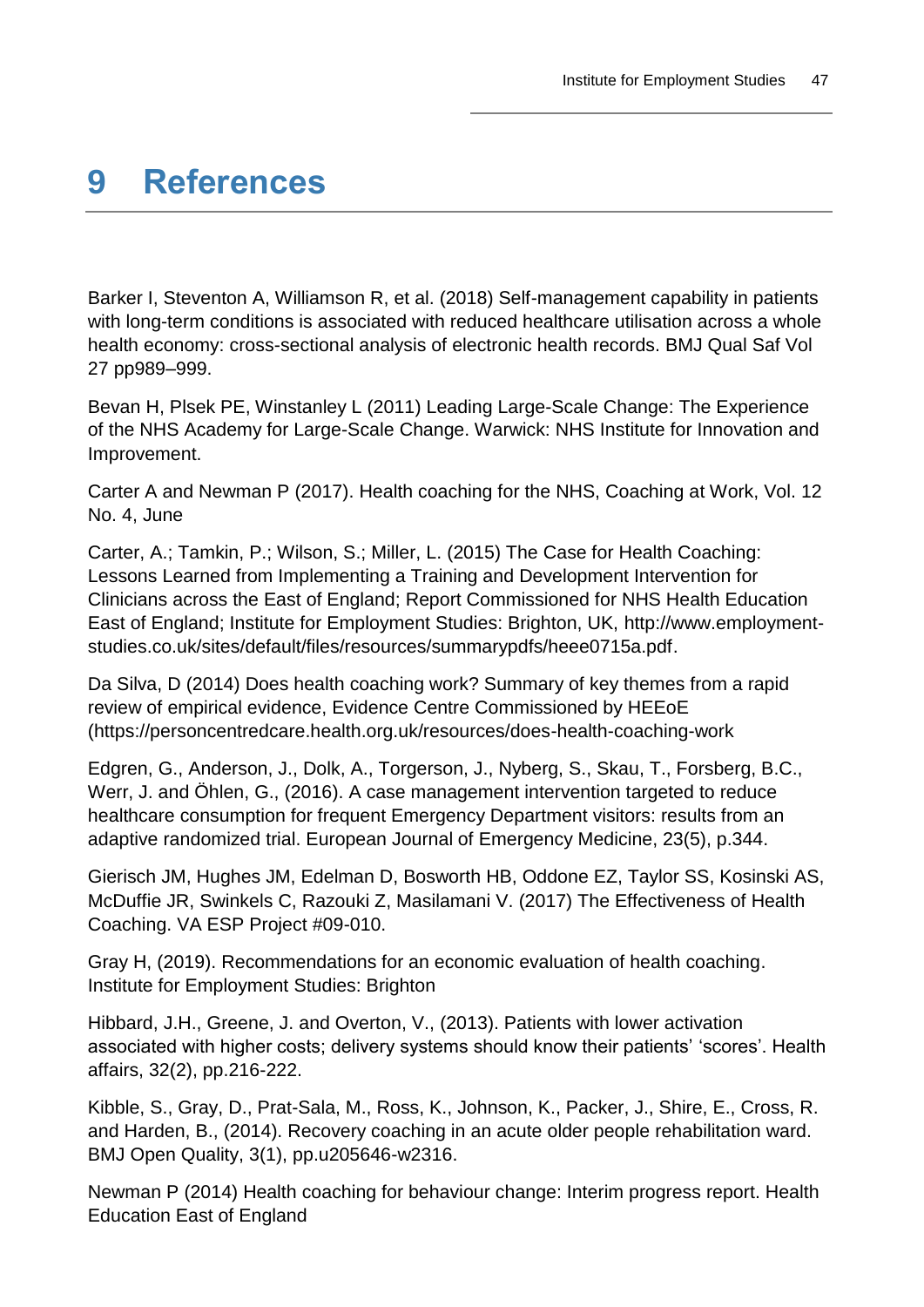# 9 References

Barker I, Steventon A, Williamson R, et al. (2018) Self-management capability in patients with long-term conditions is associated with reduced healthcare utilisation across a whole health economy: cross-sectional analysis of electronic health records. BMJ Qual Saf Vol 27 pp989–999.

Bevan H, Plsek PE, Winstanley L (2011) Leading Large-Scale Change: The Experience of the NHS Academy for Large-Scale Change. Warwick: NHS Institute for Innovation and Improvement.

Carter A and Newman P (2017). Health coaching for the NHS, Coaching at Work, Vol. 12 No. 4, June

Carter, A.; Tamkin, P.; Wilson, S.; Miller, L. (2015) The Case for Health Coaching: Lessons Learned from Implementing a Training and Development Intervention for Clinicians across the East of England; Report Commissioned for NHS Health Education East of England; Institute for Employment Studies: Brighton, UK, http://www.employment-studies.co.uk/sites/default/files/resources/summarypdfs/heee0715a.pdf.

Da Silva, D (2014) Does health coaching work? Summary of key themes from a rapid review of empirical evidence, Evidence Centre Commissioned by HEEoE (https://personcentredcare.health.org.uk/resources/does-health-coaching-work

Edgren, G., Anderson, J., Dolk, A., Torgerson, J., Nyberg, S., Skau, T., Forsberg, B.C., Werr, J. and Öhlen, G., (2016). A case management intervention targeted to reduce healthcare consumption for frequent Emergency Department visitors: results from an adaptive randomized trial. European Journal of Emergency Medicine, 23(5), p.344.

Gierisch JM, Hughes JM, Edelman D, Bosworth HB, Oddone EZ, Taylor SS, Kosinski AS, McDuffie JR, Swinkels C, Razouki Z, Masilamani V. (2017) The Effectiveness of Health Coaching. VA ESP Project #09-010.

Gray H, (2019). Recommendations for an economic evaluation of health coaching. Institute for Employment Studies: Brighton

Hibbard, J.H., Greene, J. and Overton, V., (2013). Patients with lower activation associated with higher costs; delivery systems should know their patients' 'scores'. Health affairs, 32(2), pp.216-222.

Kibble, S., Gray, D., Prat-Sala, M., Ross, K., Johnson, K., Packer, J., Shire, E., Cross, R. and Harden, B., (2014). Recovery coaching in an acute older people rehabilitation ward. BMJ Open Quality, 3(1), pp.u205646-w2316.

Newman P (2014) Health coaching for behaviour change: Interim progress report. Health Education East of England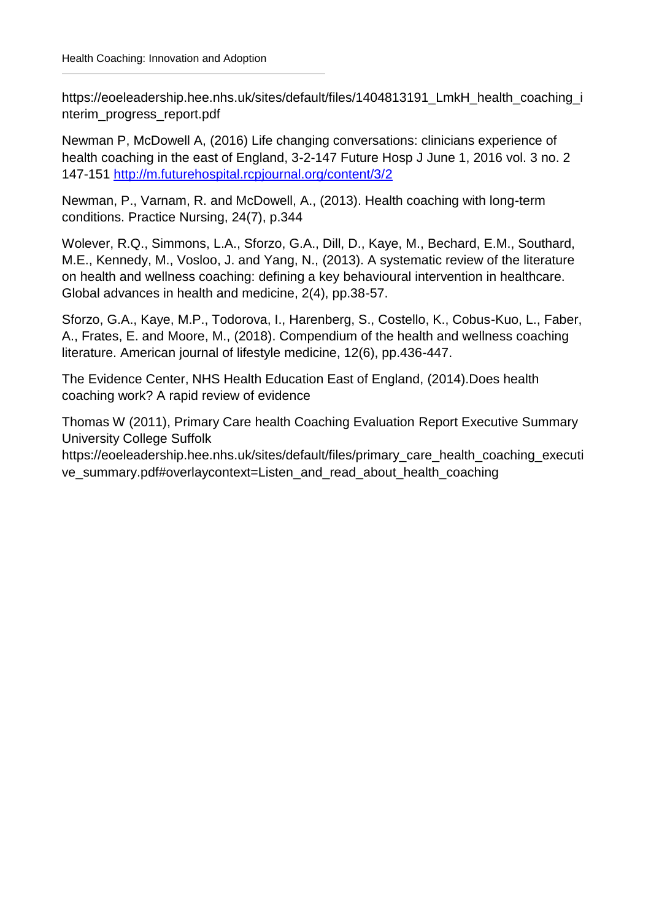https://eoeleadership.hee.nhs.uk/sites/default/files/1404813191_LmkH_health_coaching_interim_progress_report.pdf

Newman P, McDowell A, (2016) Life changing conversations: clinicians experience of health coaching in the east of England, 3-2-147 Future Hosp J June 1, 2016 vol. 3 no. 2 147-151 http://m.futurehospital.rcpjournal.org/content/3/2

Newman, P., Varnam, R. and McDowell, A., (2013). Health coaching with long-term conditions. Practice Nursing, 24(7), p.344

Wolever, R.Q., Simmons, L.A., Sforzo, G.A., Dill, D., Kaye, M., Bechard, E.M., Southard, M.E., Kennedy, M., Vosloo, J. and Yang, N., (2013). A systematic review of the literature on health and wellness coaching: defining a key behavioural intervention in healthcare. Global advances in health and medicine, 2(4), pp.38-57.

Sforzo, G.A., Kaye, M.P., Todorova, I., Harenberg, S., Costello, K., Cobus-Kuo, L., Faber, A., Frates, E. and Moore, M., (2018). Compendium of the health and wellness coaching literature. American journal of lifestyle medicine, 12(6), pp.436-447.

The Evidence Center, NHS Health Education East of England, (2014).Does health coaching work? A rapid review of evidence

Thomas W (2011), Primary Care health Coaching Evaluation Report Executive Summary University College Suffolk
https://eoeleadership.hee.nhs.uk/sites/default/files/primary_care_health_coaching_executive_summary.pdf#overlaycontext=Listen_and_read_about_health_coaching